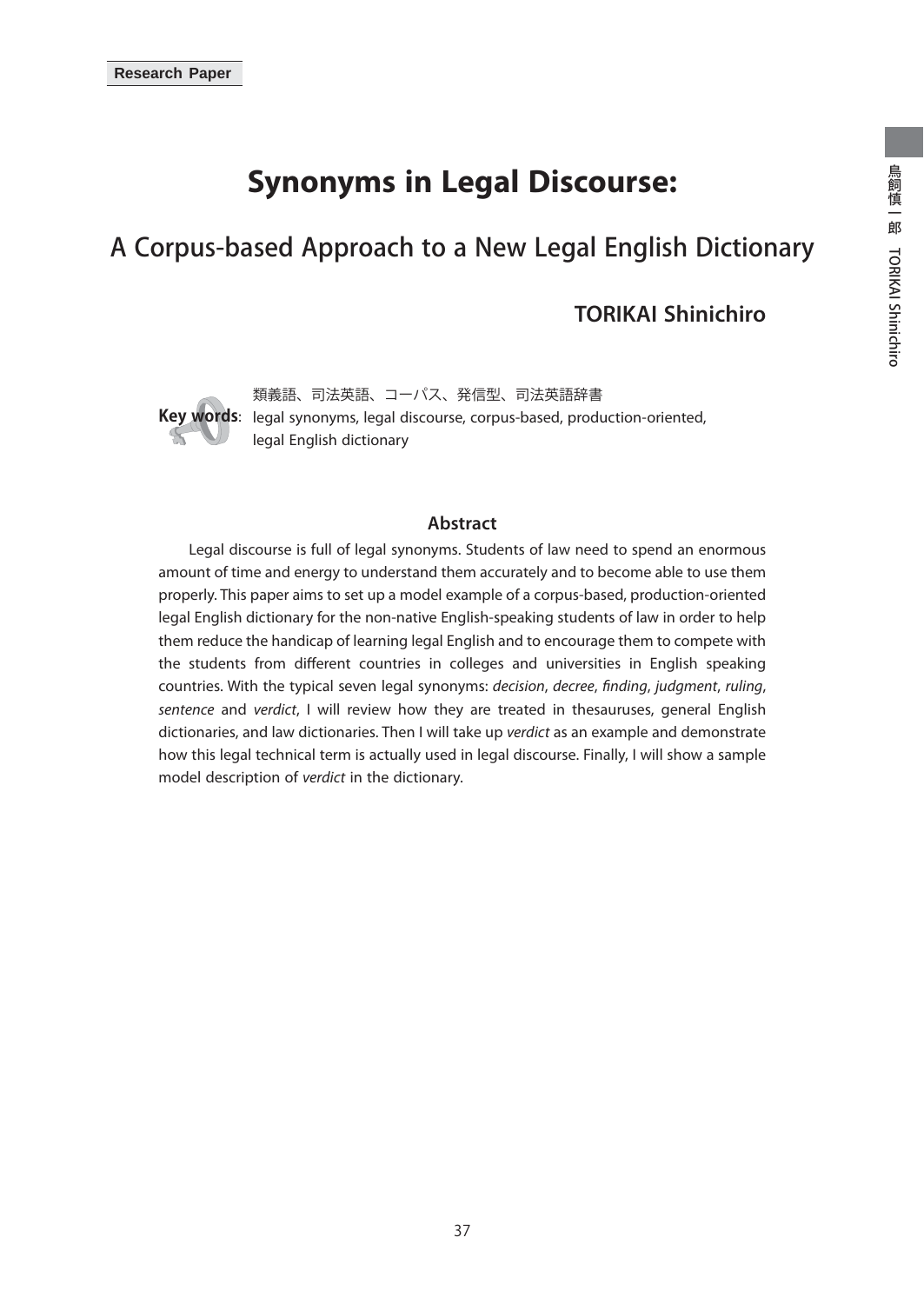Research Paper

# Synonyms in Legal Discourse:

## A Corpus-based Approach to a New Legal English Dictionary

**TORIKAI Shinichiro**

**Key words**: 類義語、司法英語、コーパス、発信型、司法英語辞書
legal synonyms, legal discourse, corpus-based, production-oriented, legal English dictionary

### Abstract

Legal discourse is full of legal synonyms. Students of law need to spend an enormous amount of time and energy to understand them accurately and to become able to use them properly. This paper aims to set up a model example of a corpus-based, production-oriented legal English dictionary for the non-native English-speaking students of law in order to help them reduce the handicap of learning legal English and to encourage them to compete with the students from different countries in colleges and universities in English speaking countries. With the typical seven legal synonyms: *decision*, *decree*, *finding*, *judgment*, *ruling*, *sentence* and *verdict*, I will review how they are treated in thesauruses, general English dictionaries, and law dictionaries. Then I will take up *verdict* as an example and demonstrate how this legal technical term is actually used in legal discourse. Finally, I will show a sample model description of *verdict* in the dictionary.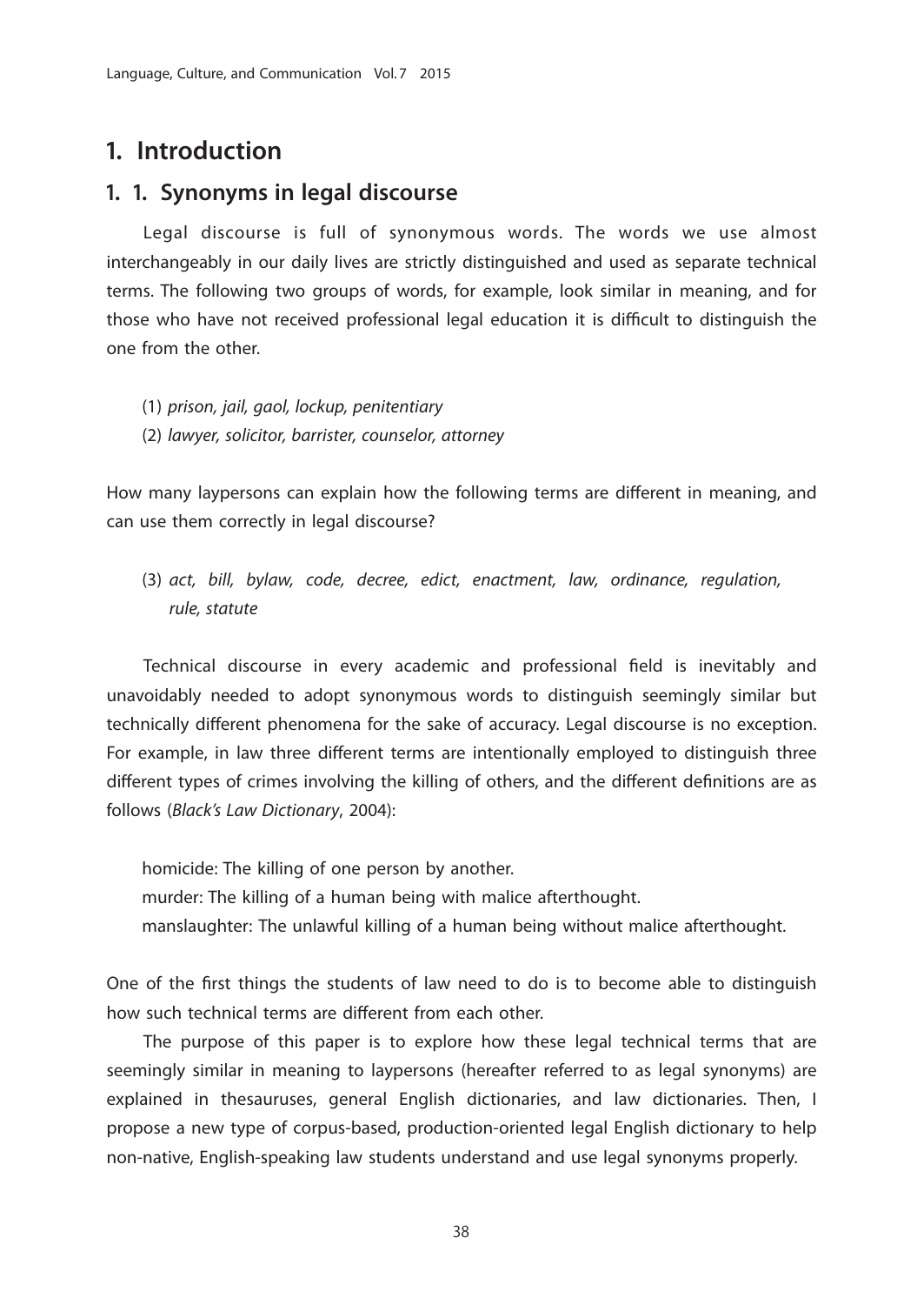# 1. Introduction

## 1. 1. Synonyms in legal discourse

Legal discourse is full of synonymous words. The words we use almost interchangeably in our daily lives are strictly distinguished and used as separate technical terms. The following two groups of words, for example, look similar in meaning, and for those who have not received professional legal education it is difficult to distinguish the one from the other.

(1) *prison, jail, gaol, lockup, penitentiary*

(2) *lawyer, solicitor, barrister, counselor, attorney*

How many laypersons can explain how the following terms are different in meaning, and can use them correctly in legal discourse?

(3) *act, bill, bylaw, code, decree, edict, enactment, law, ordinance, regulation, rule, statute*

Technical discourse in every academic and professional field is inevitably and unavoidably needed to adopt synonymous words to distinguish seemingly similar but technically different phenomena for the sake of accuracy. Legal discourse is no exception. For example, in law three different terms are intentionally employed to distinguish three different types of crimes involving the killing of others, and the different definitions are as follows (*Black's Law Dictionary*, 2004):

homicide: The killing of one person by another.
murder: The killing of a human being with malice afterthought.
manslaughter: The unlawful killing of a human being without malice afterthought.

One of the first things the students of law need to do is to become able to distinguish how such technical terms are different from each other.

The purpose of this paper is to explore how these legal technical terms that are seemingly similar in meaning to laypersons (hereafter referred to as legal synonyms) are explained in thesauruses, general English dictionaries, and law dictionaries. Then, I propose a new type of corpus-based, production-oriented legal English dictionary to help non-native, English-speaking law students understand and use legal synonyms properly.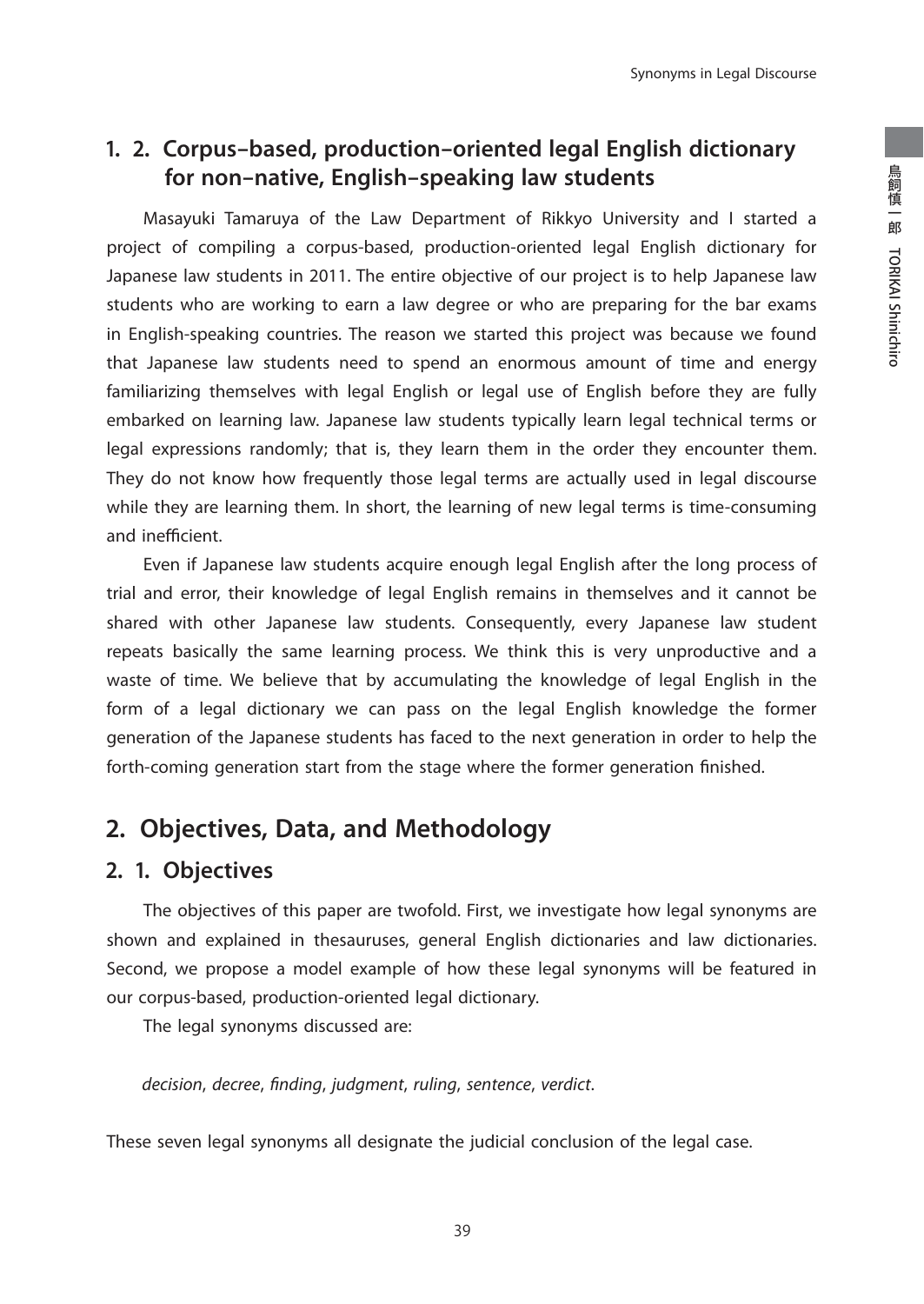### 1. 2. Corpus–based, production–oriented legal English dictionary for non–native, English–speaking law students

Masayuki Tamaruya of the Law Department of Rikkyo University and I started a project of compiling a corpus-based, production-oriented legal English dictionary for Japanese law students in 2011. The entire objective of our project is to help Japanese law students who are working to earn a law degree or who are preparing for the bar exams in English-speaking countries. The reason we started this project was because we found that Japanese law students need to spend an enormous amount of time and energy familiarizing themselves with legal English or legal use of English before they are fully embarked on learning law. Japanese law students typically learn legal technical terms or legal expressions randomly; that is, they learn them in the order they encounter them. They do not know how frequently those legal terms are actually used in legal discourse while they are learning them. In short, the learning of new legal terms is time-consuming and inefficient.

Even if Japanese law students acquire enough legal English after the long process of trial and error, their knowledge of legal English remains in themselves and it cannot be shared with other Japanese law students. Consequently, every Japanese law student repeats basically the same learning process. We think this is very unproductive and a waste of time. We believe that by accumulating the knowledge of legal English in the form of a legal dictionary we can pass on the legal English knowledge the former generation of the Japanese students has faced to the next generation in order to help the forth-coming generation start from the stage where the former generation finished.

## 2. Objectives, Data, and Methodology

### 2. 1. Objectives

The objectives of this paper are twofold. First, we investigate how legal synonyms are shown and explained in thesauruses, general English dictionaries and law dictionaries. Second, we propose a model example of how these legal synonyms will be featured in our corpus-based, production-oriented legal dictionary.

The legal synonyms discussed are:

*decision*, *decree*, *finding*, *judgment*, *ruling*, *sentence*, *verdict*.

These seven legal synonyms all designate the judicial conclusion of the legal case.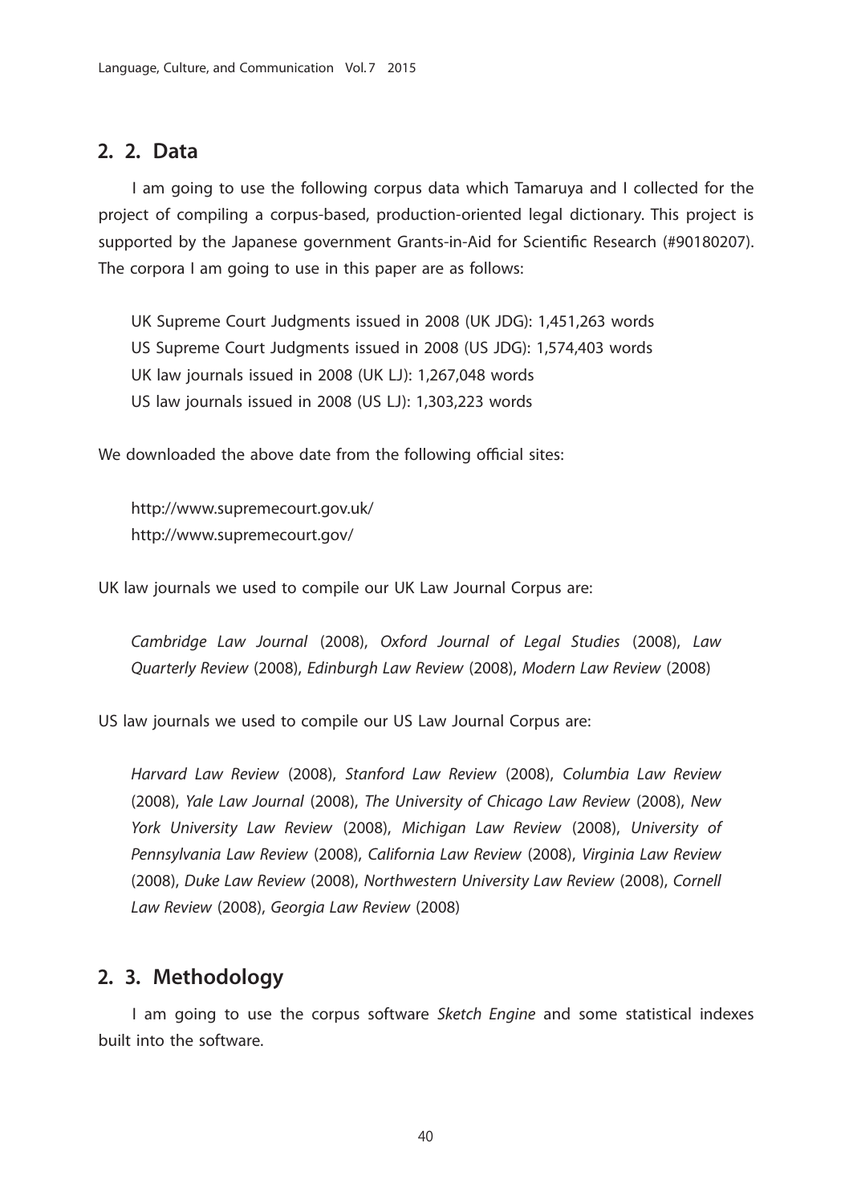## 2. 2. Data

I am going to use the following corpus data which Tamaruya and I collected for the project of compiling a corpus-based, production-oriented legal dictionary. This project is supported by the Japanese government Grants-in-Aid for Scientific Research (#90180207). The corpora I am going to use in this paper are as follows:

UK Supreme Court Judgments issued in 2008 (UK JDG): 1,451,263 words
US Supreme Court Judgments issued in 2008 (US JDG): 1,574,403 words
UK law journals issued in 2008 (UK LJ): 1,267,048 words
US law journals issued in 2008 (US LJ): 1,303,223 words

We downloaded the above date from the following official sites:

http://www.supremecourt.gov.uk/
http://www.supremecourt.gov/

UK law journals we used to compile our UK Law Journal Corpus are:

*Cambridge Law Journal* (2008), *Oxford Journal of Legal Studies* (2008), *Law Quarterly Review* (2008), *Edinburgh Law Review* (2008), *Modern Law Review* (2008)

US law journals we used to compile our US Law Journal Corpus are:

*Harvard Law Review* (2008), *Stanford Law Review* (2008), *Columbia Law Review* (2008), *Yale Law Journal* (2008), *The University of Chicago Law Review* (2008), *New York University Law Review* (2008), *Michigan Law Review* (2008), *University of Pennsylvania Law Review* (2008), *California Law Review* (2008), *Virginia Law Review* (2008), *Duke Law Review* (2008), *Northwestern University Law Review* (2008), *Cornell Law Review* (2008), *Georgia Law Review* (2008)

## 2. 3. Methodology

I am going to use the corpus software *Sketch Engine* and some statistical indexes built into the software.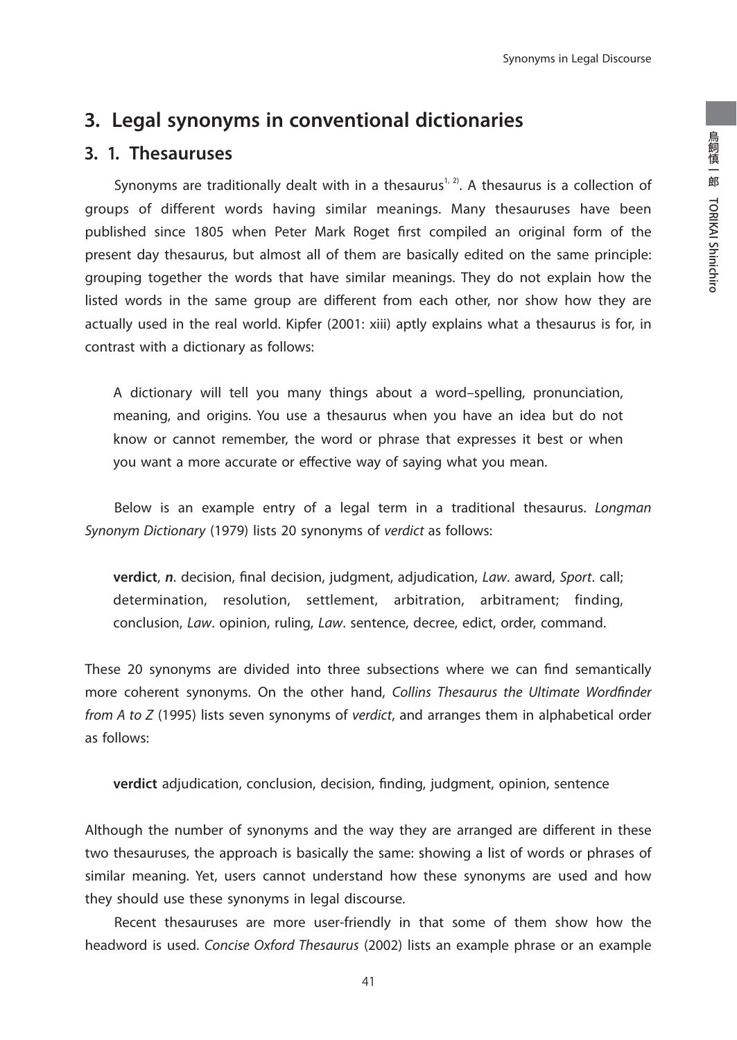## 3. Legal synonyms in conventional dictionaries

### 3. 1. Thesauruses

Synonyms are traditionally dealt with in a thesaurus[1, 2]. A thesaurus is a collection of groups of different words having similar meanings. Many thesauruses have been published since 1805 when Peter Mark Roget first compiled an original form of the present day thesaurus, but almost all of them are basically edited on the same principle: grouping together the words that have similar meanings. They do not explain how the listed words in the same group are different from each other, nor show how they are actually used in the real world. Kipfer (2001: xiii) aptly explains what a thesaurus is for, in contrast with a dictionary as follows:

> A dictionary will tell you many things about a word–spelling, pronunciation, meaning, and origins. You use a thesaurus when you have an idea but do not know or cannot remember, the word or phrase that expresses it best or when you want a more accurate or effective way of saying what you mean.

Below is an example entry of a legal term in a traditional thesaurus. *Longman Synonym Dictionary* (1979) lists 20 synonyms of *verdict* as follows:

> **verdict**, ***n***. decision, final decision, judgment, adjudication, *Law*. award, *Sport*. call; determination, resolution, settlement, arbitration, arbitrament; finding, conclusion, *Law*. opinion, ruling, *Law*. sentence, decree, edict, order, command.

These 20 synonyms are divided into three subsections where we can find semantically more coherent synonyms. On the other hand, *Collins Thesaurus the Ultimate Wordfinder from A to Z* (1995) lists seven synonyms of *verdict*, and arranges them in alphabetical order as follows:

> **verdict** adjudication, conclusion, decision, finding, judgment, opinion, sentence

Although the number of synonyms and the way they are arranged are different in these two thesauruses, the approach is basically the same: showing a list of words or phrases of similar meaning. Yet, users cannot understand how these synonyms are used and how they should use these synonyms in legal discourse.

Recent thesauruses are more user-friendly in that some of them show how the headword is used. *Concise Oxford Thesaurus* (2002) lists an example phrase or an example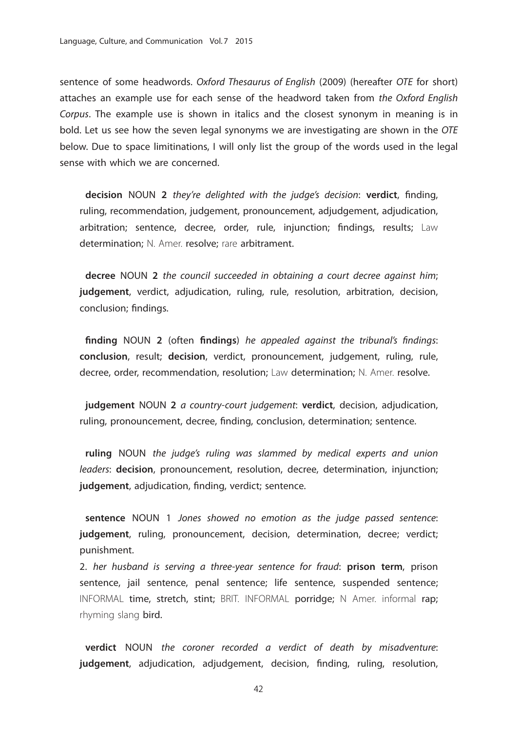sentence of some headwords. *Oxford Thesaurus of English* (2009) (hereafter *OTE* for short) attaches an example use for each sense of the headword taken from *the Oxford English Corpus*. The example use is shown in italics and the closest synonym in meaning is in bold. Let us see how the seven legal synonyms we are investigating are shown in the *OTE* below. Due to space limitinations, I will only list the group of the words used in the legal sense with which we are concerned.

**decision** NOUN **2** *they're delighted with the judge's decision*: **verdict**, finding, ruling, recommendation, judgement, pronouncement, adjudgement, adjudication, arbitration; sentence, decree, order, rule, injunction; findings, results; Law **determination;** N. Amer. **resolve;** rare **arbitrament.**

**decree** NOUN **2** *the council succeeded in obtaining a court decree against him*; **judgement**, verdict, adjudication, ruling, rule, resolution, arbitration, decision, conclusion; findings.

**finding** NOUN **2** (often **findings**) *he appealed against the tribunal's findings*: **conclusion**, result; **decision**, verdict, pronouncement, judgement, ruling, rule, decree, order, recommendation, resolution; Law **determination;** N. Amer. **resolve.**

**judgement** NOUN **2** *a country-court judgement*: **verdict**, decision, adjudication, ruling, pronouncement, decree, finding, conclusion, determination; sentence.

**ruling** NOUN *the judge's ruling was slammed by medical experts and union leaders*: **decision**, pronouncement, resolution, decree, determination, injunction; **judgement**, adjudication, finding, verdict; sentence.

**sentence** NOUN 1 *Jones showed no emotion as the judge passed sentence*: **judgement**, ruling, pronouncement, decision, determination, decree; verdict; punishment.
2. *her husband is serving a three-year sentence for fraud*: **prison term**, prison sentence, jail sentence, penal sentence; life sentence, suspended sentence; INFORMAL **time, stretch, stint;** BRIT. INFORMAL **porridge;** N Amer. informal **rap;** rhyming slang **bird.**

**verdict** NOUN *the coroner recorded a verdict of death by misadventure*: **judgement**, adjudication, adjudgement, decision, finding, ruling, resolution,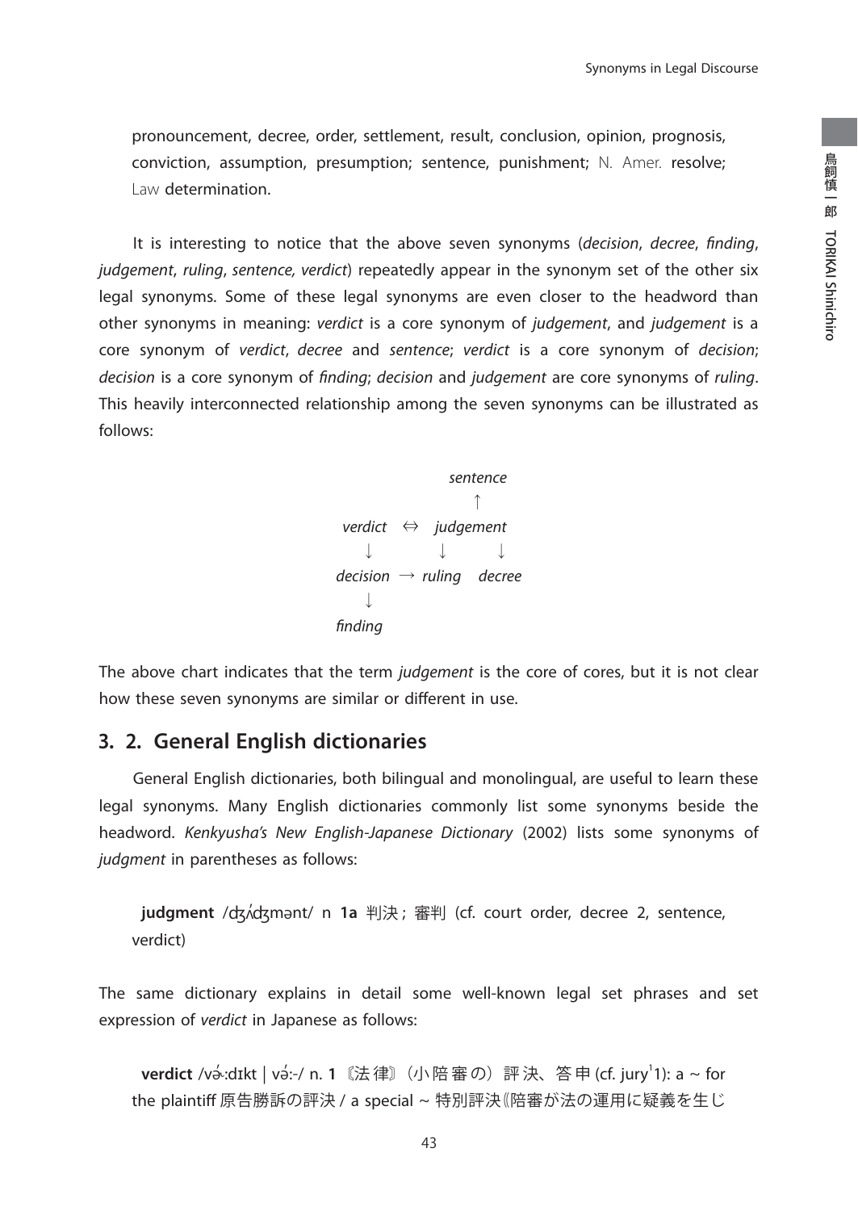pronouncement, decree, order, settlement, result, conclusion, opinion, prognosis, conviction, assumption, presumption; sentence, punishment; N. Amer. resolve; Law determination.

It is interesting to notice that the above seven synonyms (*decision*, *decree*, *finding*, *judgement*, *ruling*, *sentence, verdict*) repeatedly appear in the synonym set of the other six legal synonyms. Some of these legal synonyms are even closer to the headword than other synonyms in meaning: *verdict* is a core synonym of *judgement*, and *judgement* is a core synonym of *verdict*, *decree* and *sentence*; *verdict* is a core synonym of *decision*; *decision* is a core synonym of *finding*; *decision* and *judgement* are core synonyms of *ruling*. This heavily interconnected relationship among the seven synonyms can be illustrated as follows:

```
                    sentence
                       ↑
     verdict  ⇔   judgement
        ↓             ↓         ↓
    decision  →  ruling    decree
        ↓
    finding
```

The above chart indicates that the term *judgement* is the core of cores, but it is not clear how these seven synonyms are similar or different in use.

## 3. 2. General English dictionaries

General English dictionaries, both bilingual and monolingual, are useful to learn these legal synonyms. Many English dictionaries commonly list some synonyms beside the headword. *Kenkyusha's New English-Japanese Dictionary* (2002) lists some synonyms of *judgment* in parentheses as follows:

> **judgment** /dʒʌ́dʒmənt/ n **1a** 判決; 審判 (cf. court order, decree 2, sentence, verdict)

The same dictionary explains in detail some well-known legal set phrases and set expression of *verdict* in Japanese as follows:

> **verdict** /və́ːdɪkt | və́ː-/ n. **1** 〘法律〙(小陪審の) 評決、答申 (cf. jury[1]1): a ~ for the plaintiff 原告勝訴の評決 / a special ~ 特別評決《陪審が法の運用に疑義を生じ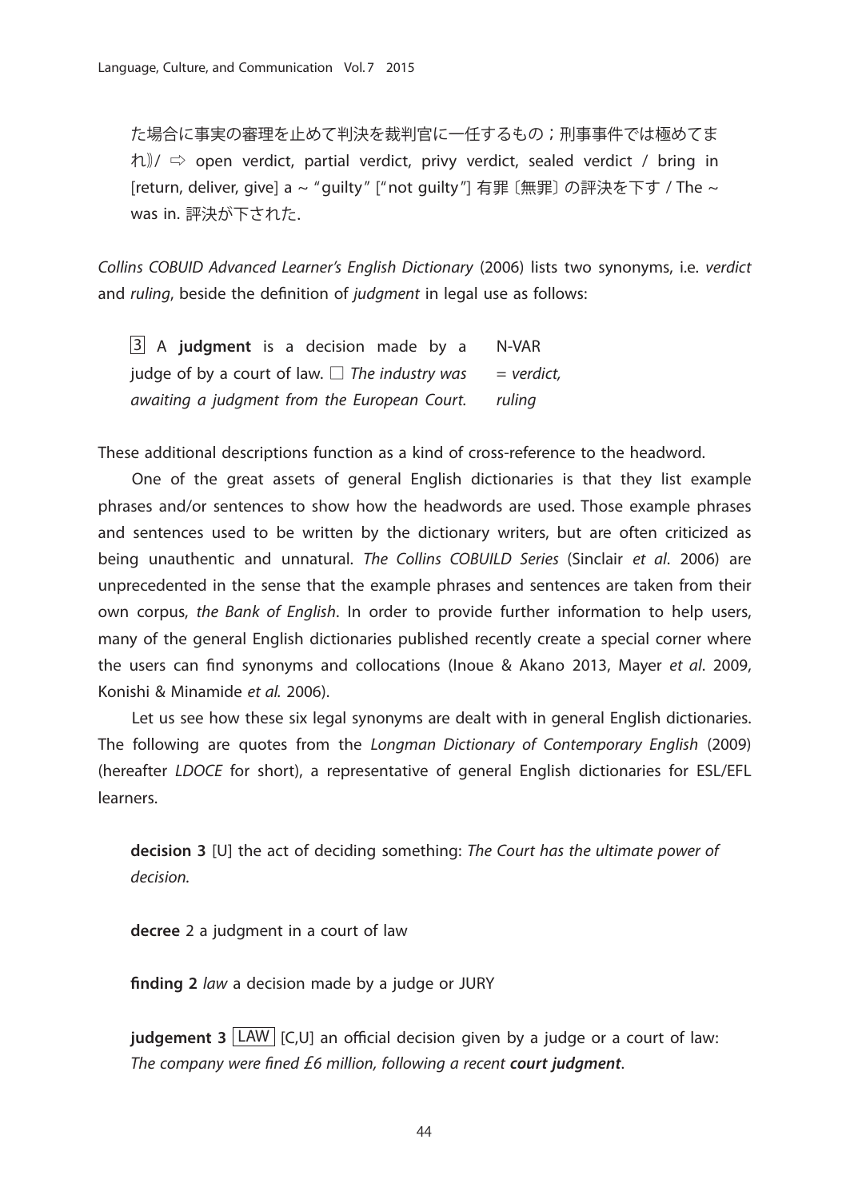た場合に事実の審理を止めて判決を裁判官に一任するもの；刑事事件では極めてまれ》/ ⇨ open verdict, partial verdict, privy verdict, sealed verdict / bring in [return, deliver, give] a ~ "guilty" ["not guilty"] 有罪〔無罪〕の評決を下す / The ~ was in. 評決が下された.

*Collins COBUID Advanced Learner's English Dictionary* (2006) lists two synonyms, i.e. *verdict* and *ruling*, beside the definition of *judgment* in legal use as follows:

| 3 A **judgment** is a decision made by a judge of by a court of law. □ *The industry was awaiting a judgment from the European Court.* | N-VAR = *verdict, ruling* |
|---|---|

These additional descriptions function as a kind of cross-reference to the headword.

One of the great assets of general English dictionaries is that they list example phrases and/or sentences to show how the headwords are used. Those example phrases and sentences used to be written by the dictionary writers, but are often criticized as being unauthentic and unnatural. *The Collins COBUILD Series* (Sinclair *et al*. 2006) are unprecedented in the sense that the example phrases and sentences are taken from their own corpus, *the Bank of English*. In order to provide further information to help users, many of the general English dictionaries published recently create a special corner where the users can find synonyms and collocations (Inoue & Akano 2013, Mayer *et al*. 2009, Konishi & Minamide *et al.* 2006).

Let us see how these six legal synonyms are dealt with in general English dictionaries. The following are quotes from the *Longman Dictionary of Contemporary English* (2009) (hereafter *LDOCE* for short), a representative of general English dictionaries for ESL/EFL learners.

**decision 3** [U] the act of deciding something: *The Court has the ultimate power of decision.*

**decree** 2 a judgment in a court of law

**finding 2** *law* a decision made by a judge or JURY

**judgement 3** LAW [C,U] an official decision given by a judge or a court of law: *The company were fined £6 million, following a recent* ***court judgment****.*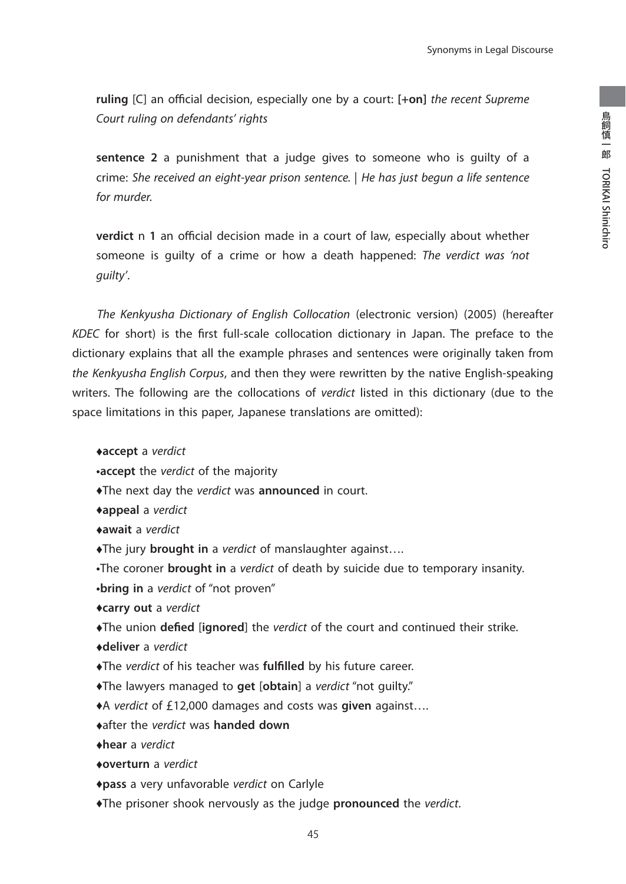**ruling** [C] an official decision, especially one by a court: **[+on]** *the recent Supreme Court ruling on defendants' rights*

**sentence 2** a punishment that a judge gives to someone who is guilty of a crime: *She received an eight-year prison sentence.* | *He has just begun a life sentence for murder.*

**verdict** n **1** an official decision made in a court of law, especially about whether someone is guilty of a crime or how a death happened: *The verdict was 'not guilty'*.

*The Kenkyusha Dictionary of English Collocation* (electronic version) (2005) (hereafter *KDEC* for short) is the first full-scale collocation dictionary in Japan. The preface to the dictionary explains that all the example phrases and sentences were originally taken from *the Kenkyusha English Corpus*, and then they were rewritten by the native English-speaking writers. The following are the collocations of *verdict* listed in this dictionary (due to the space limitations in this paper, Japanese translations are omitted):

♦**accept** a *verdict*
•**accept** the *verdict* of the majority
♦The next day the *verdict* was **announced** in court.
♦**appeal** a *verdict*
♦**await** a *verdict*
♦The jury **brought in** a *verdict* of manslaughter against….
•The coroner **brought in** a *verdict* of death by suicide due to temporary insanity.
•**bring in** a *verdict* of "not proven"
♦**carry out** a *verdict*
♦The union **defied** [**ignored**] the *verdict* of the court and continued their strike.
♦**deliver** a *verdict*
♦The *verdict* of his teacher was **fulfilled** by his future career.
♦The lawyers managed to **get** [**obtain**] a *verdict* "not guilty."
♦A *verdict* of £12,000 damages and costs was **given** against….
♦after the *verdict* was **handed down**
♦**hear** a *verdict*
♦**overturn** a *verdict*
♦**pass** a very unfavorable *verdict* on Carlyle
♦The prisoner shook nervously as the judge **pronounced** the *verdict*.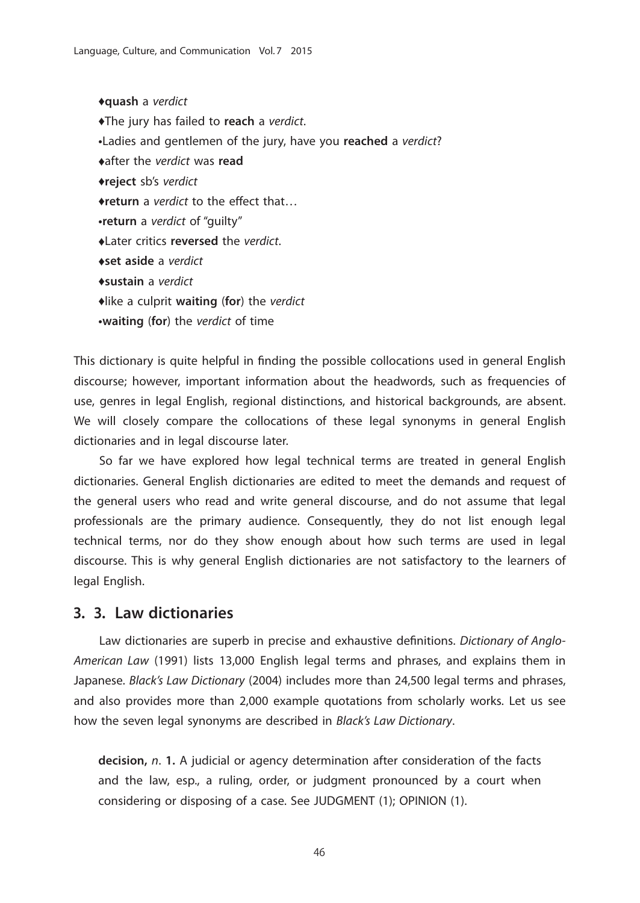♦**quash** a *verdict*
♦The jury has failed to **reach** a *verdict*.
•Ladies and gentlemen of the jury, have you **reached** a *verdict*?
♦after the *verdict* was **read**
♦**reject** sb's *verdict*
♦**return** a *verdict* to the effect that…
•**return** a *verdict* of "guilty"
♦Later critics **reversed** the *verdict*.
♦**set aside** a *verdict*
♦**sustain** a *verdict*
♦like a culprit **waiting** (**for**) the *verdict*
•**waiting** (**for**) the *verdict* of time

This dictionary is quite helpful in finding the possible collocations used in general English discourse; however, important information about the headwords, such as frequencies of use, genres in legal English, regional distinctions, and historical backgrounds, are absent. We will closely compare the collocations of these legal synonyms in general English dictionaries and in legal discourse later.

So far we have explored how legal technical terms are treated in general English dictionaries. General English dictionaries are edited to meet the demands and request of the general users who read and write general discourse, and do not assume that legal professionals are the primary audience. Consequently, they do not list enough legal technical terms, nor do they show enough about how such terms are used in legal discourse. This is why general English dictionaries are not satisfactory to the learners of legal English.

## 3. 3. Law dictionaries

Law dictionaries are superb in precise and exhaustive definitions. *Dictionary of Anglo-American Law* (1991) lists 13,000 English legal terms and phrases, and explains them in Japanese. *Black's Law Dictionary* (2004) includes more than 24,500 legal terms and phrases, and also provides more than 2,000 example quotations from scholarly works. Let us see how the seven legal synonyms are described in *Black's Law Dictionary*.

> **decision,** *n*. **1.** A judicial or agency determination after consideration of the facts and the law, esp., a ruling, order, or judgment pronounced by a court when considering or disposing of a case. See JUDGMENT (1); OPINION (1).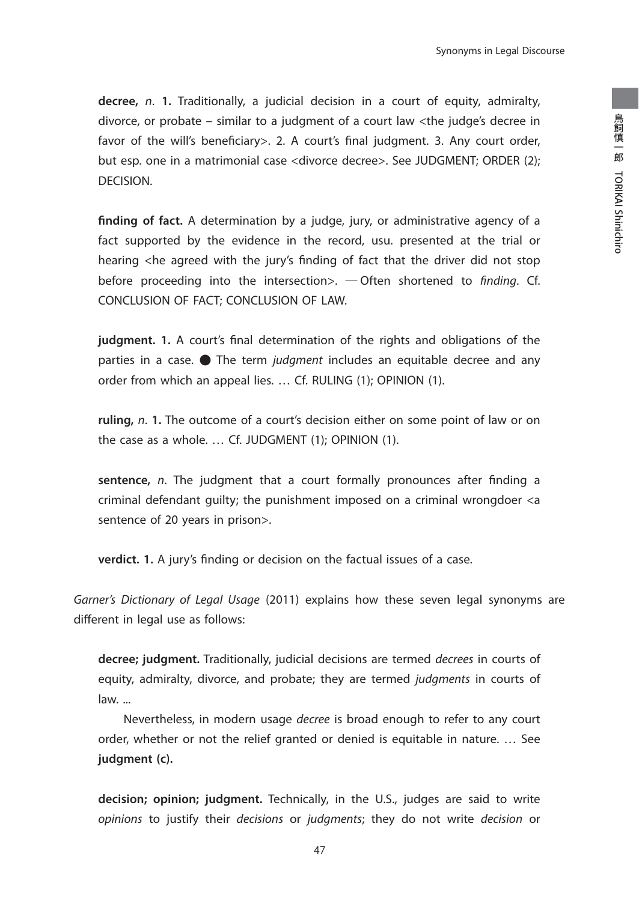**decree,** *n*. **1.** Traditionally, a judicial decision in a court of equity, admiralty, divorce, or probate – similar to a judgment of a court law <the judge's decree in favor of the will's beneficiary>. 2. A court's final judgment. 3. Any court order, but esp. one in a matrimonial case <divorce decree>. See JUDGMENT; ORDER (2); DECISION.

**finding of fact.** A determination by a judge, jury, or administrative agency of a fact supported by the evidence in the record, usu. presented at the trial or hearing <he agreed with the jury's finding of fact that the driver did not stop before proceeding into the intersection>. —Often shortened to *finding*. Cf. CONCLUSION OF FACT; CONCLUSION OF LAW.

**judgment. 1.** A court's final determination of the rights and obligations of the parties in a case. ● The term *judgment* includes an equitable decree and any order from which an appeal lies. … Cf. RULING (1); OPINION (1).

**ruling,** *n*. **1.** The outcome of a court's decision either on some point of law or on the case as a whole. … Cf. JUDGMENT (1); OPINION (1).

**sentence,** *n*. The judgment that a court formally pronounces after finding a criminal defendant guilty; the punishment imposed on a criminal wrongdoer <a sentence of 20 years in prison>.

**verdict. 1.** A jury's finding or decision on the factual issues of a case.

*Garner's Dictionary of Legal Usage* (2011) explains how these seven legal synonyms are different in legal use as follows:

**decree; judgment.** Traditionally, judicial decisions are termed *decrees* in courts of equity, admiralty, divorce, and probate; they are termed *judgments* in courts of law. ...

Nevertheless, in modern usage *decree* is broad enough to refer to any court order, whether or not the relief granted or denied is equitable in nature. … See **judgment (c).**

**decision; opinion; judgment.** Technically, in the U.S., judges are said to write *opinions* to justify their *decisions* or *judgments*; they do not write *decision* or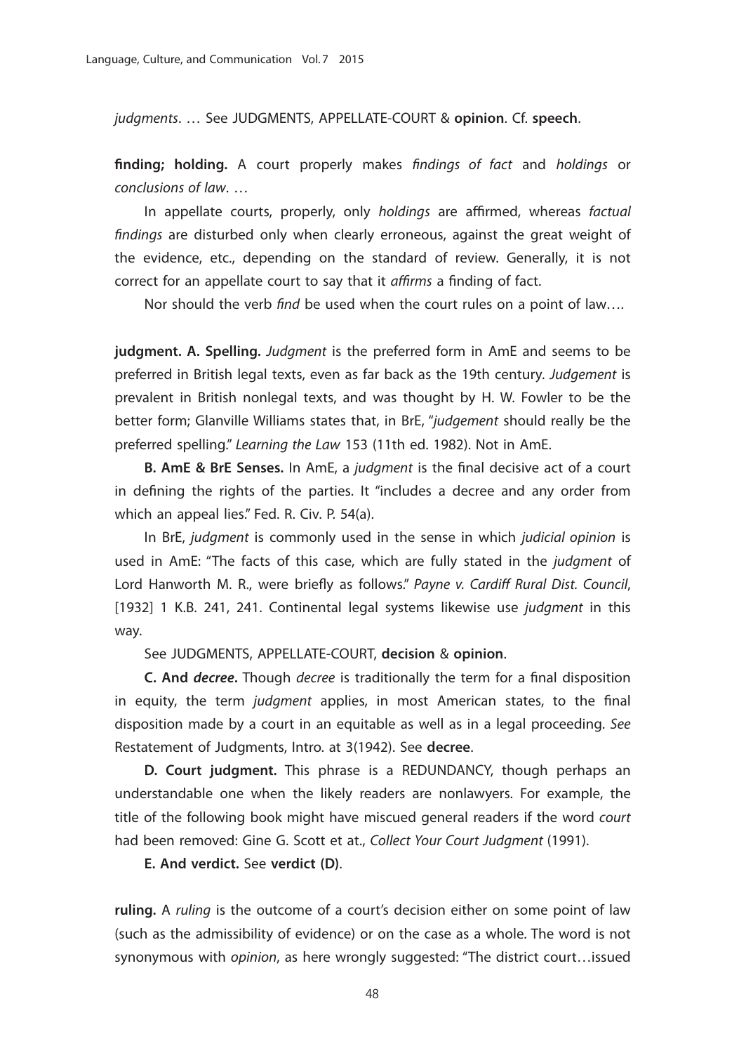*judgments*. … See JUDGMENTS, APPELLATE-COURT & **opinion**. Cf. **speech**.

**finding; holding.** A court properly makes *findings of fact* and *holdings* or *conclusions of law*. …

In appellate courts, properly, only *holdings* are affirmed, whereas *factual findings* are disturbed only when clearly erroneous, against the great weight of the evidence, etc., depending on the standard of review. Generally, it is not correct for an appellate court to say that it *affirms* a finding of fact.

Nor should the verb *find* be used when the court rules on a point of law….

**judgment. A. Spelling.** *Judgment* is the preferred form in AmE and seems to be preferred in British legal texts, even as far back as the 19th century. *Judgement* is prevalent in British nonlegal texts, and was thought by H. W. Fowler to be the better form; Glanville Williams states that, in BrE, "*judgement* should really be the preferred spelling." *Learning the Law* 153 (11th ed. 1982). Not in AmE.

**B. AmE & BrE Senses.** In AmE, a *judgment* is the final decisive act of a court in defining the rights of the parties. It "includes a decree and any order from which an appeal lies." Fed. R. Civ. P. 54(a).

In BrE, *judgment* is commonly used in the sense in which *judicial opinion* is used in AmE: "The facts of this case, which are fully stated in the *judgment* of Lord Hanworth M. R., were briefly as follows." *Payne v. Cardiff Rural Dist. Council*, [1932] 1 K.B. 241, 241. Continental legal systems likewise use *judgment* in this way.

See JUDGMENTS, APPELLATE-COURT, **decision** & **opinion**.

**C. And *decree*.** Though *decree* is traditionally the term for a final disposition in equity, the term *judgment* applies, in most American states, to the final disposition made by a court in an equitable as well as in a legal proceeding. *See* Restatement of Judgments, Intro. at 3(1942). See **decree**.

**D. Court judgment.** This phrase is a REDUNDANCY, though perhaps an understandable one when the likely readers are nonlawyers. For example, the title of the following book might have miscued general readers if the word *court* had been removed: Gine G. Scott et at., *Collect Your Court Judgment* (1991).

**E. And verdict.** See **verdict (D)**.

**ruling.** A *ruling* is the outcome of a court's decision either on some point of law (such as the admissibility of evidence) or on the case as a whole. The word is not synonymous with *opinion*, as here wrongly suggested: "The district court…issued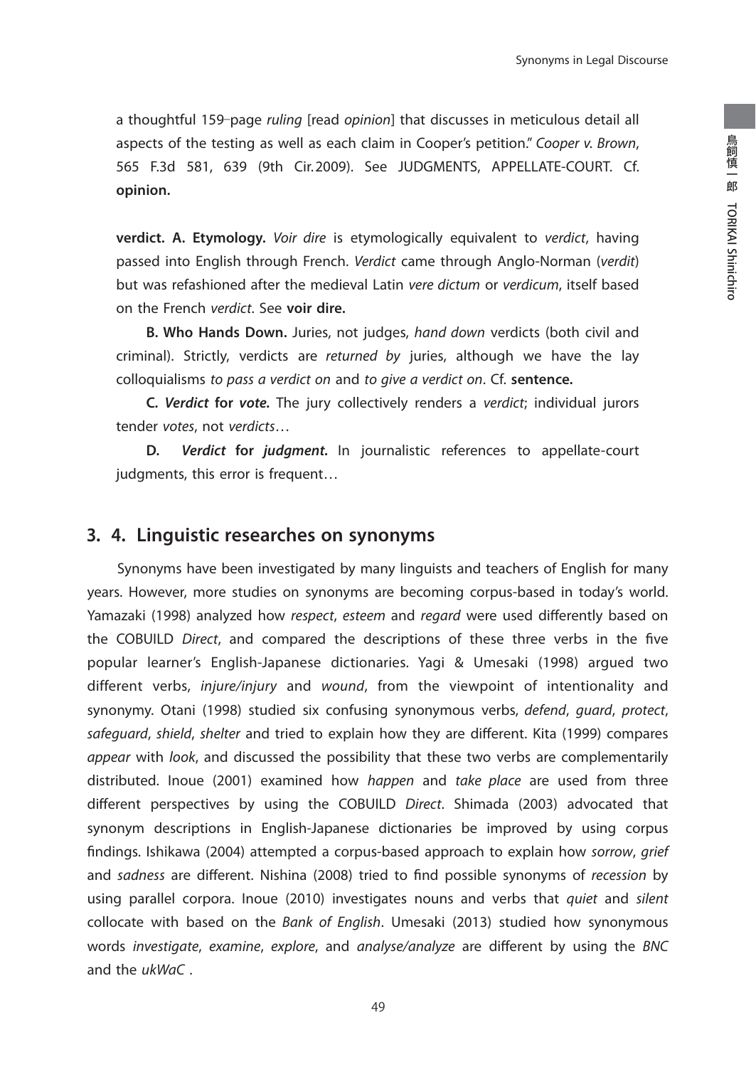a thoughtful 159-page *ruling* [read *opinion*] that discusses in meticulous detail all aspects of the testing as well as each claim in Cooper's petition." *Cooper v. Brown*, 565 F.3d 581, 639 (9th Cir. 2009). See JUDGMENTS, APPELLATE-COURT. Cf. **opinion.**

**verdict. A. Etymology.** *Voir dire* is etymologically equivalent to *verdict*, having passed into English through French. *Verdict* came through Anglo-Norman (*verdit*) but was refashioned after the medieval Latin *vere dictum* or *verdicum*, itself based on the French *verdict*. See **voir dire.**

**B. Who Hands Down.** Juries, not judges, *hand down* verdicts (both civil and criminal). Strictly, verdicts are *returned by* juries, although we have the lay colloquialisms *to pass a verdict on* and *to give a verdict on*. Cf. **sentence.**

**C. *Verdict* for *vote*.** The jury collectively renders a *verdict*; individual jurors tender *votes*, not *verdicts*…

**D. *Verdict* for *judgment*.** In journalistic references to appellate-court judgments, this error is frequent…

## 3. 4. Linguistic researches on synonyms

Synonyms have been investigated by many linguists and teachers of English for many years. However, more studies on synonyms are becoming corpus-based in today's world. Yamazaki (1998) analyzed how *respect*, *esteem* and *regard* were used differently based on the COBUILD *Direct*, and compared the descriptions of these three verbs in the five popular learner's English-Japanese dictionaries. Yagi & Umesaki (1998) argued two different verbs, *injure/injury* and *wound*, from the viewpoint of intentionality and synonymy. Otani (1998) studied six confusing synonymous verbs, *defend*, *guard*, *protect*, *safeguard*, *shield*, *shelter* and tried to explain how they are different. Kita (1999) compares *appear* with *look*, and discussed the possibility that these two verbs are complementarily distributed. Inoue (2001) examined how *happen* and *take place* are used from three different perspectives by using the COBUILD *Direct*. Shimada (2003) advocated that synonym descriptions in English-Japanese dictionaries be improved by using corpus findings. Ishikawa (2004) attempted a corpus-based approach to explain how *sorrow*, *grief* and *sadness* are different. Nishina (2008) tried to find possible synonyms of *recession* by using parallel corpora. Inoue (2010) investigates nouns and verbs that *quiet* and *silent* collocate with based on the *Bank of English*. Umesaki (2013) studied how synonymous words *investigate*, *examine*, *explore*, and *analyse/analyze* are different by using the *BNC* and the *ukWaC* .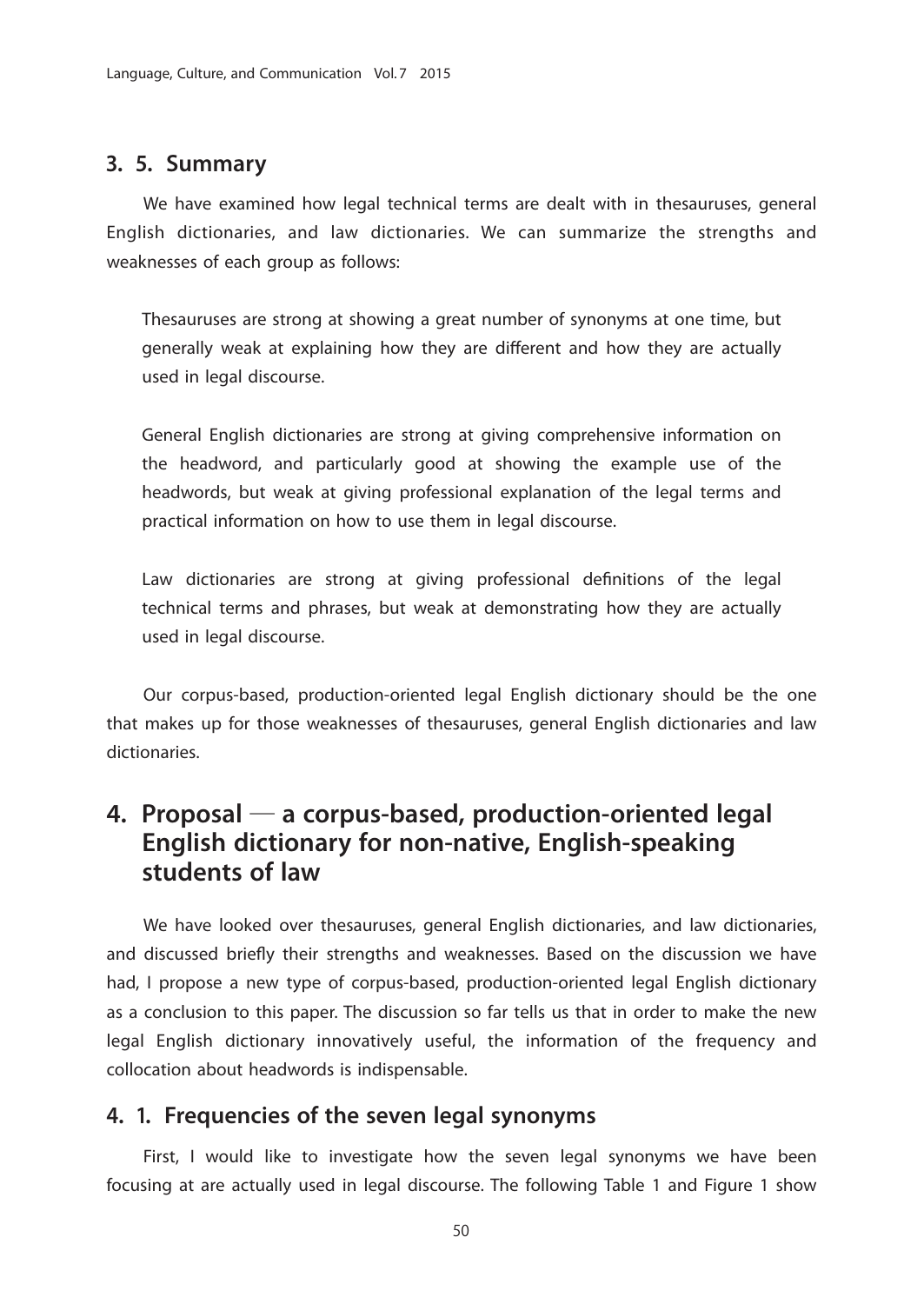### 3. 5. Summary

We have examined how legal technical terms are dealt with in thesauruses, general English dictionaries, and law dictionaries. We can summarize the strengths and weaknesses of each group as follows:

> Thesauruses are strong at showing a great number of synonyms at one time, but generally weak at explaining how they are different and how they are actually used in legal discourse.
>
> General English dictionaries are strong at giving comprehensive information on the headword, and particularly good at showing the example use of the headwords, but weak at giving professional explanation of the legal terms and practical information on how to use them in legal discourse.
>
> Law dictionaries are strong at giving professional definitions of the legal technical terms and phrases, but weak at demonstrating how they are actually used in legal discourse.

Our corpus-based, production-oriented legal English dictionary should be the one that makes up for those weaknesses of thesauruses, general English dictionaries and law dictionaries.

## 4. Proposal — a corpus-based, production-oriented legal English dictionary for non-native, English-speaking students of law

We have looked over thesauruses, general English dictionaries, and law dictionaries, and discussed briefly their strengths and weaknesses. Based on the discussion we have had, I propose a new type of corpus-based, production-oriented legal English dictionary as a conclusion to this paper. The discussion so far tells us that in order to make the new legal English dictionary innovatively useful, the information of the frequency and collocation about headwords is indispensable.

### 4. 1. Frequencies of the seven legal synonyms

First, I would like to investigate how the seven legal synonyms we have been focusing at are actually used in legal discourse. The following Table 1 and Figure 1 show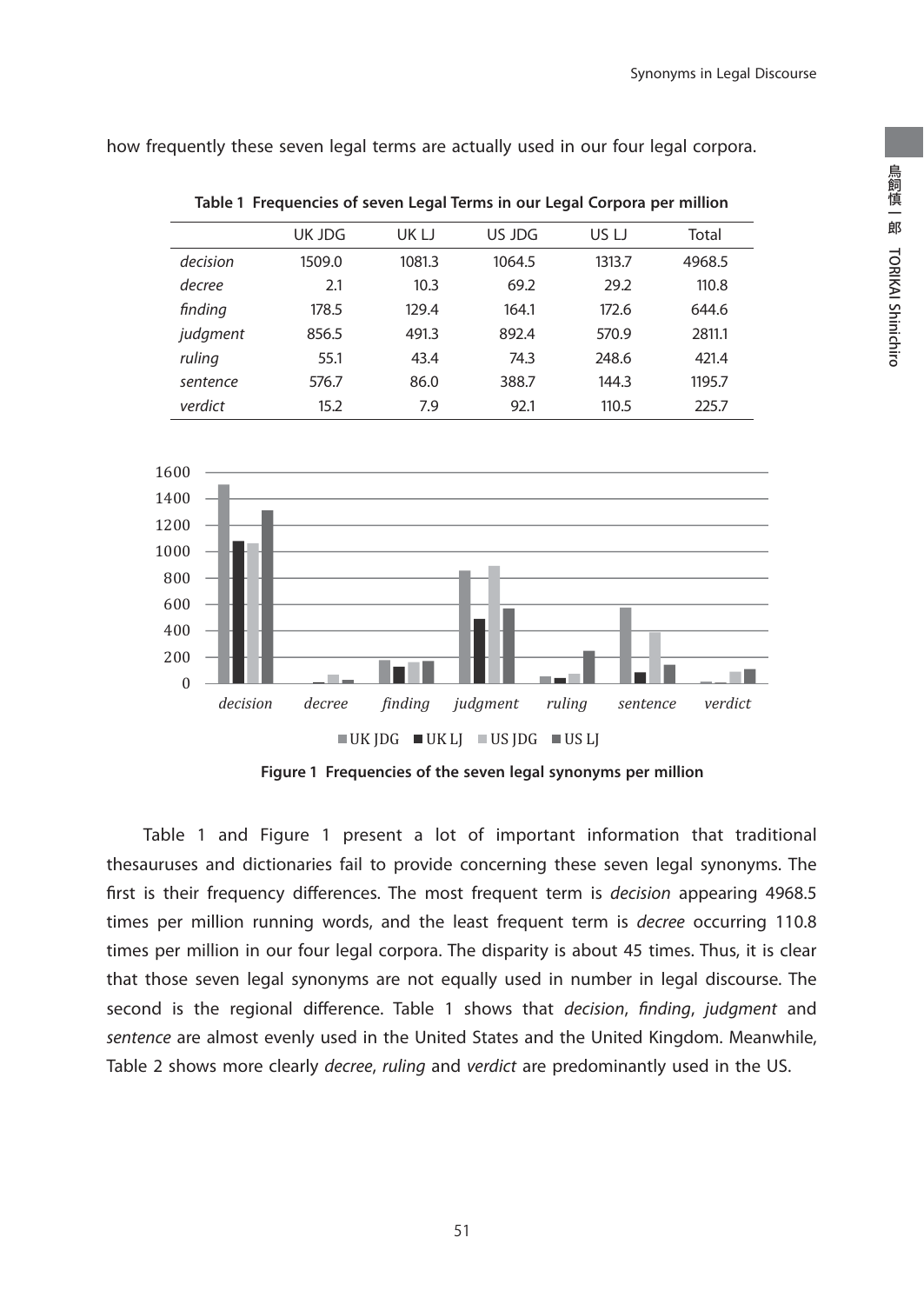how frequently these seven legal terms are actually used in our four legal corpora.

**Table 1 Frequencies of seven Legal Terms in our Legal Corpora per million**

| | UK JDG | UK LJ | US JDG | US LJ | Total |
|---|---|---|---|---|---|
| *decision* | 1509.0 | 1081.3 | 1064.5 | 1313.7 | 4968.5 |
| *decree* | 2.1 | 10.3 | 69.2 | 29.2 | 110.8 |
| *finding* | 178.5 | 129.4 | 164.1 | 172.6 | 644.6 |
| *judgment* | 856.5 | 491.3 | 892.4 | 570.9 | 2811.1 |
| *ruling* | 55.1 | 43.4 | 74.3 | 248.6 | 421.4 |
| *sentence* | 576.7 | 86.0 | 388.7 | 144.3 | 1195.7 |
| *verdict* | 15.2 | 7.9 | 92.1 | 110.5 | 225.7 |

**Figure 1 Frequencies of the seven legal synonyms per million**

Table 1 and Figure 1 present a lot of important information that traditional thesauruses and dictionaries fail to provide concerning these seven legal synonyms. The first is their frequency differences. The most frequent term is *decision* appearing 4968.5 times per million running words, and the least frequent term is *decree* occurring 110.8 times per million in our four legal corpora. The disparity is about 45 times. Thus, it is clear that those seven legal synonyms are not equally used in number in legal discourse. The second is the regional difference. Table 1 shows that *decision*, *finding*, *judgment* and *sentence* are almost evenly used in the United States and the United Kingdom. Meanwhile, Table 2 shows more clearly *decree*, *ruling* and *verdict* are predominantly used in the US.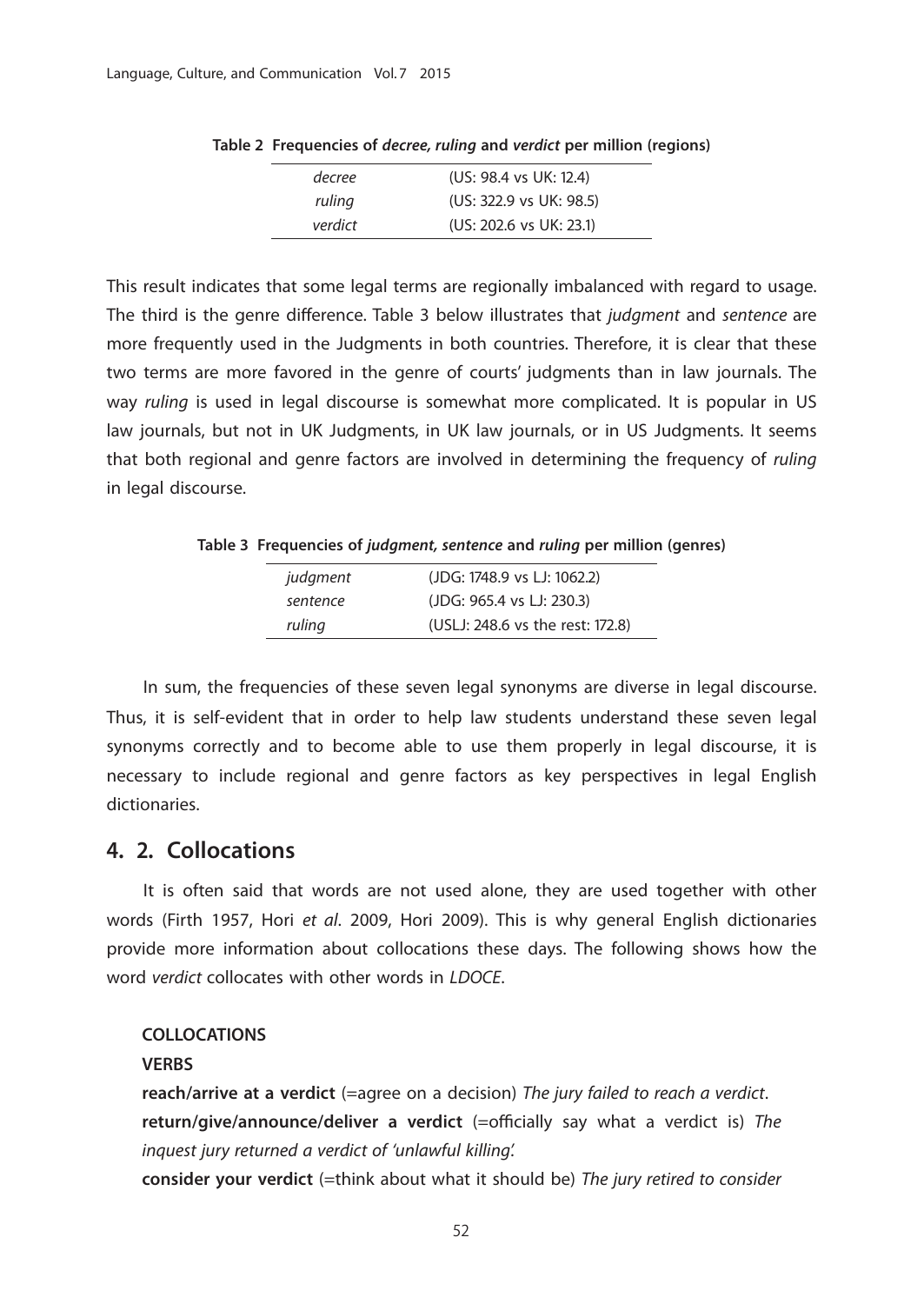**Table 2 Frequencies of *decree, ruling* and *verdict* per million (regions)**

| | |
|---|---|
| *decree* | (US: 98.4 vs UK: 12.4) |
| *ruling* | (US: 322.9 vs UK: 98.5) |
| *verdict* | (US: 202.6 vs UK: 23.1) |

This result indicates that some legal terms are regionally imbalanced with regard to usage. The third is the genre difference. Table 3 below illustrates that *judgment* and *sentence* are more frequently used in the Judgments in both countries. Therefore, it is clear that these two terms are more favored in the genre of courts' judgments than in law journals. The way *ruling* is used in legal discourse is somewhat more complicated. It is popular in US law journals, but not in UK Judgments, in UK law journals, or in US Judgments. It seems that both regional and genre factors are involved in determining the frequency of *ruling* in legal discourse.

**Table 3 Frequencies of *judgment, sentence* and *ruling* per million (genres)**

| | |
|---|---|
| *judgment* | (JDG: 1748.9 vs LJ: 1062.2) |
| *sentence* | (JDG: 965.4 vs LJ: 230.3) |
| *ruling* | (USLJ: 248.6 vs the rest: 172.8) |

In sum, the frequencies of these seven legal synonyms are diverse in legal discourse. Thus, it is self-evident that in order to help law students understand these seven legal synonyms correctly and to become able to use them properly in legal discourse, it is necessary to include regional and genre factors as key perspectives in legal English dictionaries.

## 4. 2. Collocations

It is often said that words are not used alone, they are used together with other words (Firth 1957, Hori *et al*. 2009, Hori 2009). This is why general English dictionaries provide more information about collocations these days. The following shows how the word *verdict* collocates with other words in *LDOCE*.

**COLLOCATIONS**

**VERBS**

**reach/arrive at a verdict** (=agree on a decision) *The jury failed to reach a verdict*.

**return/give/announce/deliver a verdict** (=officially say what a verdict is) *The inquest jury returned a verdict of 'unlawful killing'.*

**consider your verdict** (=think about what it should be) *The jury retired to consider*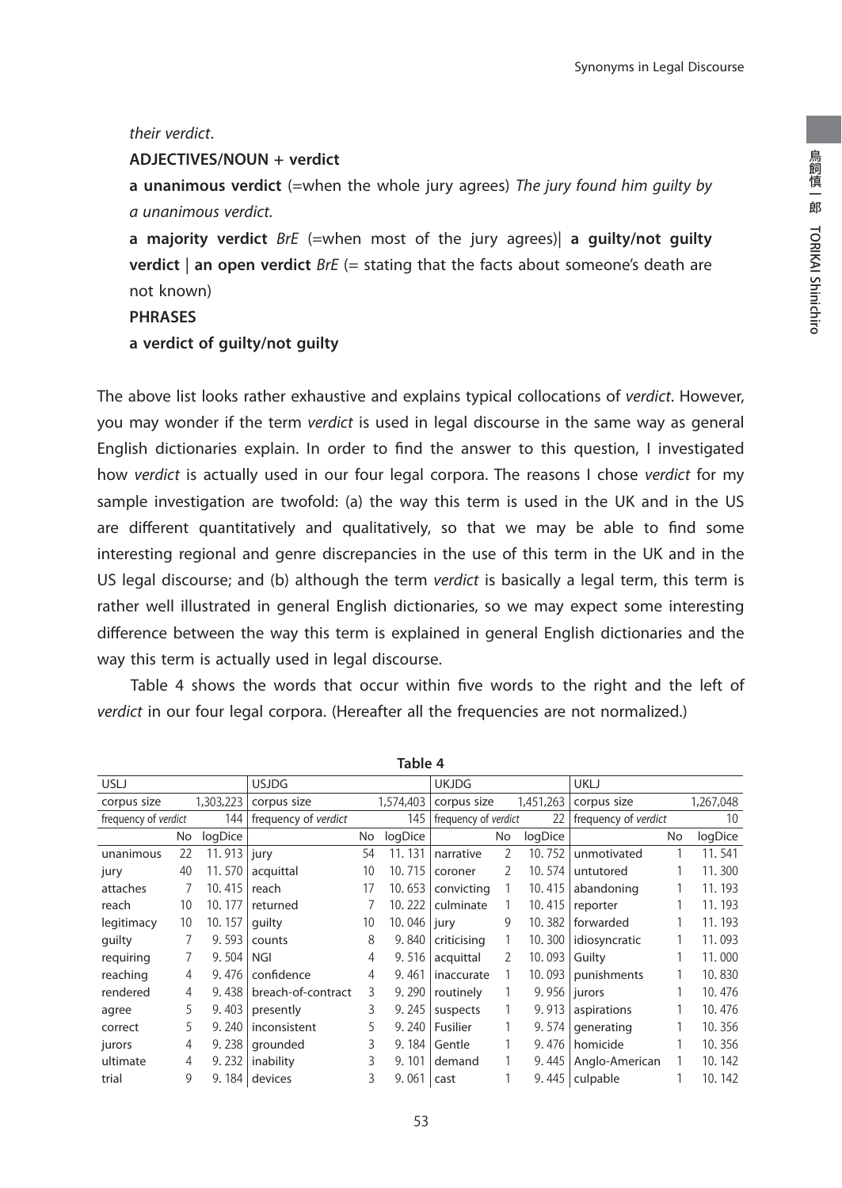*their verdict*.

**ADJECTIVES/NOUN + verdict**

**a unanimous verdict** (=when the whole jury agrees) *The jury found him guilty by a unanimous verdict.*

**a majority verdict** *BrE* (=when most of the jury agrees)| **a guilty/not guilty verdict** | **an open verdict** *BrE* (= stating that the facts about someone's death are not known)

**PHRASES**

**a verdict of guilty/not guilty**

The above list looks rather exhaustive and explains typical collocations of *verdict*. However, you may wonder if the term *verdict* is used in legal discourse in the same way as general English dictionaries explain. In order to find the answer to this question, I investigated how *verdict* is actually used in our four legal corpora. The reasons I chose *verdict* for my sample investigation are twofold: (a) the way this term is used in the UK and in the US are different quantitatively and qualitatively, so that we may be able to find some interesting regional and genre discrepancies in the use of this term in the UK and in the US legal discourse; and (b) although the term *verdict* is basically a legal term, this term is rather well illustrated in general English dictionaries, so we may expect some interesting difference between the way this term is explained in general English dictionaries and the way this term is actually used in legal discourse.

Table 4 shows the words that occur within five words to the right and the left of *verdict* in our four legal corpora. (Hereafter all the frequencies are not normalized.)

**Table 4**

| USLJ | | | USJDG | | | UKJDG | | | UKLJ | | |
|---|---|---|---|---|---|---|---|---|---|---|---|
| corpus size | | 1,303,223 | corpus size | | 1,574,403 | corpus size | | 1,451,263 | corpus size | | 1,267,048 |
| frequency of *verdict* | | 144 | frequency of *verdict* | | 145 | frequency of *verdict* | | 22 | frequency of *verdict* | | 10 |
| | No | logDice | | No | logDice | | No | logDice | | No | logDice |
| unanimous | 22 | 11. 913 | jury | 54 | 11. 131 | narrative | 2 | 10. 752 | unmotivated | 1 | 11. 541 |
| jury | 40 | 11. 570 | acquittal | 10 | 10. 715 | coroner | 2 | 10. 574 | untutored | 1 | 11. 300 |
| attaches | 7 | 10. 415 | reach | 17 | 10. 653 | convicting | 1 | 10. 415 | abandoning | 1 | 11. 193 |
| reach | 10 | 10. 177 | returned | 7 | 10. 222 | culminate | 1 | 10. 415 | reporter | 1 | 11. 193 |
| legitimacy | 10 | 10. 157 | guilty | 10 | 10. 046 | jury | 9 | 10. 382 | forwarded | 1 | 11. 193 |
| guilty | 7 | 9. 593 | counts | 8 | 9. 840 | criticising | 1 | 10. 300 | idiosyncratic | 1 | 11. 093 |
| requiring | 7 | 9. 504 | NGI | 4 | 9. 516 | acquittal | 2 | 10. 093 | Guilty | 1 | 11. 000 |
| reaching | 4 | 9. 476 | confidence | 4 | 9. 461 | inaccurate | 1 | 10. 093 | punishments | 1 | 10. 830 |
| rendered | 4 | 9. 438 | breach-of-contract | 3 | 9. 290 | routinely | 1 | 9. 956 | jurors | 1 | 10. 476 |
| agree | 5 | 9. 403 | presently | 3 | 9. 245 | suspects | 1 | 9. 913 | aspirations | 1 | 10. 476 |
| correct | 5 | 9. 240 | inconsistent | 5 | 9. 240 | Fusilier | 1 | 9. 574 | generating | 1 | 10. 356 |
| jurors | 4 | 9. 238 | grounded | 3 | 9. 184 | Gentle | 1 | 9. 476 | homicide | 1 | 10. 356 |
| ultimate | 4 | 9. 232 | inability | 3 | 9. 101 | demand | 1 | 9. 445 | Anglo-American | 1 | 10. 142 |
| trial | 9 | 9. 184 | devices | 3 | 9. 061 | cast | 1 | 9. 445 | culpable | 1 | 10. 142 |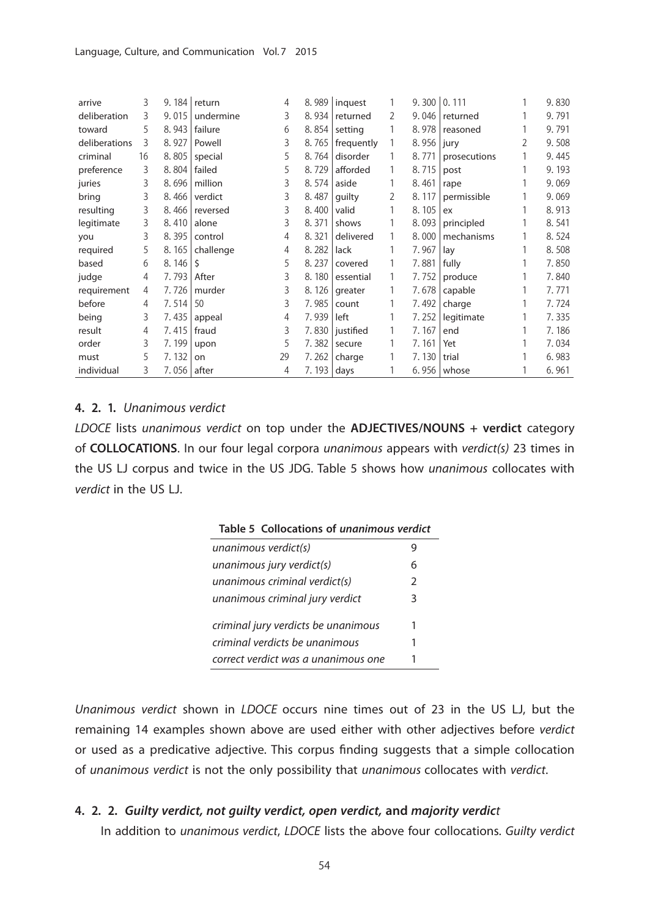| arrive | 3 | 9. 184 | return | 4 | 8. 989 | inquest | 1 | 9. 300 | 0. 111 | 1 | 9. 830 |
|---|---|---|---|---|---|---|---|---|---|---|---|
| deliberation | 3 | 9. 015 | undermine | 3 | 8. 934 | returned | 2 | 9. 046 | returned | 1 | 9. 791 |
| toward | 5 | 8. 943 | failure | 6 | 8. 854 | setting | 1 | 8. 978 | reasoned | 1 | 9. 791 |
| deliberations | 3 | 8. 927 | Powell | 3 | 8. 765 | frequently | 1 | 8. 956 | jury | 2 | 9. 508 |
| criminal | 16 | 8. 805 | special | 5 | 8. 764 | disorder | 1 | 8. 771 | prosecutions | 1 | 9. 445 |
| preference | 3 | 8. 804 | failed | 5 | 8. 729 | afforded | 1 | 8. 715 | post | 1 | 9. 193 |
| juries | 3 | 8. 696 | million | 3 | 8. 574 | aside | 1 | 8. 461 | rape | 1 | 9. 069 |
| bring | 3 | 8. 466 | verdict | 3 | 8. 487 | guilty | 2 | 8. 117 | permissible | 1 | 9. 069 |
| resulting | 3 | 8. 466 | reversed | 3 | 8. 400 | valid | 1 | 8. 105 | ex | 1 | 8. 913 |
| legitimate | 3 | 8. 410 | alone | 3 | 8. 371 | shows | 1 | 8. 093 | principled | 1 | 8. 541 |
| you | 3 | 8. 395 | control | 4 | 8. 321 | delivered | 1 | 8. 000 | mechanisms | 1 | 8. 524 |
| required | 5 | 8. 165 | challenge | 4 | 8. 282 | lack | 1 | 7. 967 | lay | 1 | 8. 508 |
| based | 6 | 8. 146 | $ | 5 | 8. 237 | covered | 1 | 7. 881 | fully | 1 | 7. 850 |
| judge | 4 | 7. 793 | After | 3 | 8. 180 | essential | 1 | 7. 752 | produce | 1 | 7. 840 |
| requirement | 4 | 7. 726 | murder | 3 | 8. 126 | greater | 1 | 7. 678 | capable | 1 | 7. 771 |
| before | 4 | 7. 514 | 50 | 3 | 7. 985 | count | 1 | 7. 492 | charge | 1 | 7. 724 |
| being | 3 | 7. 435 | appeal | 4 | 7. 939 | left | 1 | 7. 252 | legitimate | 1 | 7. 335 |
| result | 4 | 7. 415 | fraud | 3 | 7. 830 | justified | 1 | 7. 167 | end | 1 | 7. 186 |
| order | 3 | 7. 199 | upon | 5 | 7. 382 | secure | 1 | 7. 161 | Yet | 1 | 7. 034 |
| must | 5 | 7. 132 | on | 29 | 7. 262 | charge | 1 | 7. 130 | trial | 1 | 6. 983 |
| individual | 3 | 7. 056 | after | 4 | 7. 193 | days | 1 | 6. 956 | whose | 1 | 6. 961 |

### 4. 2. 1. *Unanimous verdict*

*LDOCE* lists *unanimous verdict* on top under the **ADJECTIVES/NOUNS + verdict** category of **COLLOCATIONS**. In our four legal corpora *unanimous* appears with *verdict(s)* 23 times in the US LJ corpus and twice in the US JDG. Table 5 shows how *unanimous* collocates with *verdict* in the US LJ.

**Table 5 Collocations of *unanimous verdict***

| | |
|---|---|
| *unanimous verdict(s)* | 9 |
| *unanimous jury verdict(s)* | 6 |
| *unanimous criminal verdict(s)* | 2 |
| *unanimous criminal jury verdict* | 3 |
| *criminal jury verdicts be unanimous* | 1 |
| *criminal verdicts be unanimous* | 1 |
| *correct verdict was a unanimous one* | 1 |

*Unanimous verdict* shown in *LDOCE* occurs nine times out of 23 in the US LJ, but the remaining 14 examples shown above are used either with other adjectives before *verdict* or used as a predicative adjective. This corpus finding suggests that a simple collocation of *unanimous verdict* is not the only possibility that *unanimous* collocates with *verdict*.

### 4. 2. 2. *Guilty verdict, not guilty verdict, open verdict,* and *majority verdict*

In addition to *unanimous verdict*, *LDOCE* lists the above four collocations. *Guilty verdict*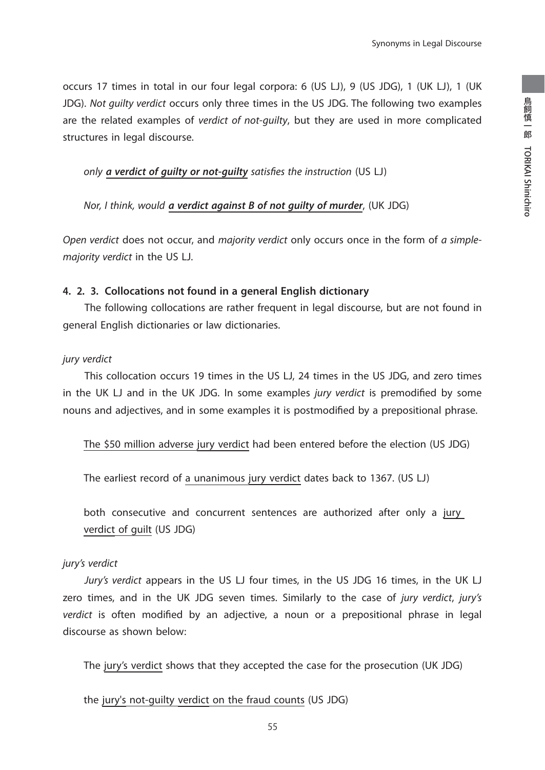occurs 17 times in total in our four legal corpora: 6 (US LJ), 9 (US JDG), 1 (UK LJ), 1 (UK JDG). *Not guilty verdict* occurs only three times in the US JDG. The following two examples are the related examples of *verdict of not-guilty*, but they are used in more complicated structures in legal discourse.

> *only **a verdict of guilty or not-guilty** satisfies the instruction* (US LJ)

> *Nor, I think, would **a verdict against B of not guilty of murder**,* (UK JDG)

*Open verdict* does not occur, and *majority verdict* only occurs once in the form of *a simple-majority verdict* in the US LJ.

#### 4. 2. 3. Collocations not found in a general English dictionary

The following collocations are rather frequent in legal discourse, but are not found in general English dictionaries or law dictionaries.

*jury verdict*

This collocation occurs 19 times in the US LJ, 24 times in the US JDG, and zero times in the UK LJ and in the UK JDG. In some examples *jury verdict* is premodified by some nouns and adjectives, and in some examples it is postmodified by a prepositional phrase.

> The $50 million adverse jury verdict had been entered before the election (US JDG)

> The earliest record of a unanimous jury verdict dates back to 1367. (US LJ)

> both consecutive and concurrent sentences are authorized after only a jury verdict of guilt (US JDG)

*jury's verdict*

*Jury's verdict* appears in the US LJ four times, in the US JDG 16 times, in the UK LJ zero times, and in the UK JDG seven times. Similarly to the case of *jury verdict*, *jury's verdict* is often modified by an adjective, a noun or a prepositional phrase in legal discourse as shown below:

> The jury's verdict shows that they accepted the case for the prosecution (UK JDG)

> the jury's not-guilty verdict on the fraud counts (US JDG)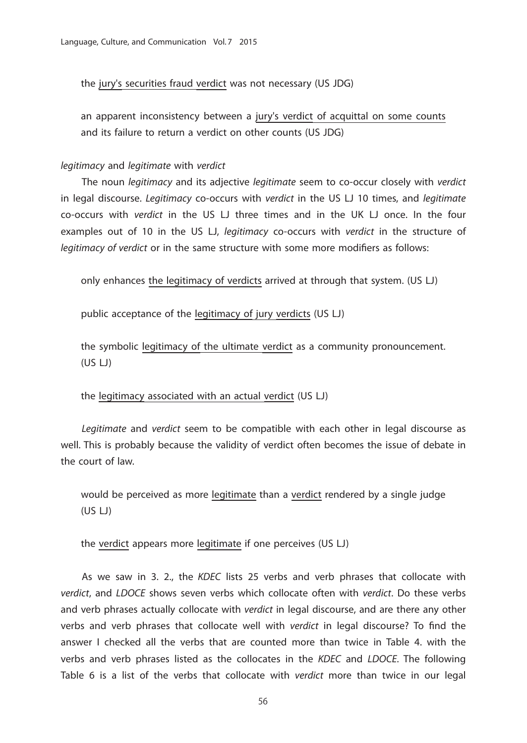the jury's securities fraud verdict was not necessary (US JDG)

an apparent inconsistency between a jury's verdict of acquittal on some counts and its failure to return a verdict on other counts (US JDG)

*legitimacy* and *legitimate* with *verdict*

The noun *legitimacy* and its adjective *legitimate* seem to co-occur closely with *verdict* in legal discourse. *Legitimacy* co-occurs with *verdict* in the US LJ 10 times, and *legitimate* co-occurs with *verdict* in the US LJ three times and in the UK LJ once. In the four examples out of 10 in the US LJ, *legitimacy* co-occurs with *verdict* in the structure of *legitimacy of verdict* or in the same structure with some more modifiers as follows:

only enhances the legitimacy of verdicts arrived at through that system. (US LJ)

public acceptance of the legitimacy of jury verdicts (US LJ)

the symbolic legitimacy of the ultimate verdict as a community pronouncement. (US LJ)

the legitimacy associated with an actual verdict (US LJ)

*Legitimate* and *verdict* seem to be compatible with each other in legal discourse as well. This is probably because the validity of verdict often becomes the issue of debate in the court of law.

would be perceived as more legitimate than a verdict rendered by a single judge (US LJ)

the verdict appears more legitimate if one perceives (US LJ)

As we saw in 3. 2., the *KDEC* lists 25 verbs and verb phrases that collocate with *verdict*, and *LDOCE* shows seven verbs which collocate often with *verdict*. Do these verbs and verb phrases actually collocate with *verdict* in legal discourse, and are there any other verbs and verb phrases that collocate well with *verdict* in legal discourse? To find the answer I checked all the verbs that are counted more than twice in Table 4. with the verbs and verb phrases listed as the collocates in the *KDEC* and *LDOCE*. The following Table 6 is a list of the verbs that collocate with *verdict* more than twice in our legal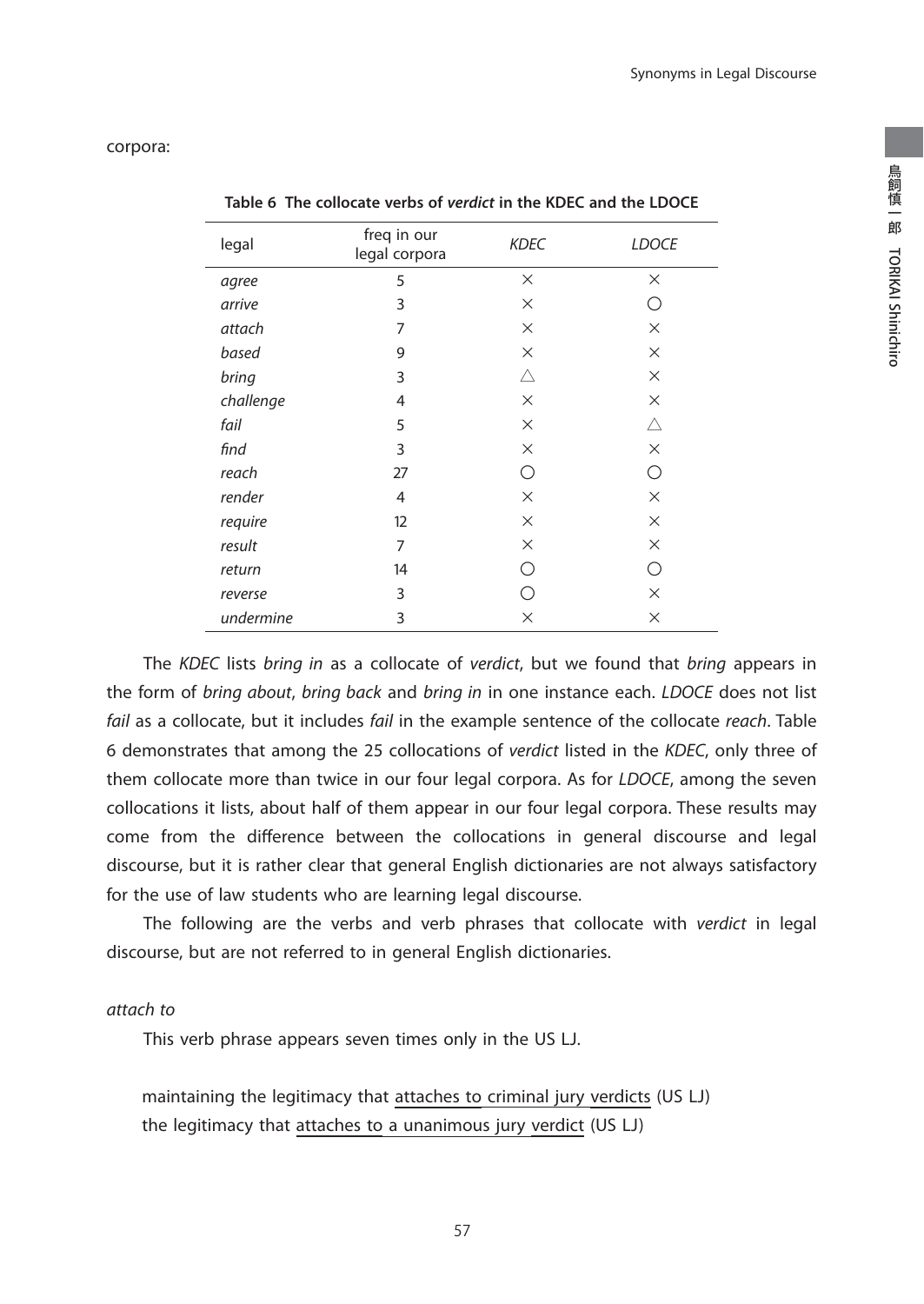corpora:

**Table 6 The collocate verbs of *verdict* in the KDEC and the LDOCE**

| legal | freq in our legal corpora | *KDEC* | *LDOCE* |
|---|---|---|---|
| *agree* | 5 | × | × |
| *arrive* | 3 | × | ○ |
| *attach* | 7 | × | × |
| *based* | 9 | × | × |
| *bring* | 3 | △ | × |
| *challenge* | 4 | × | × |
| *fail* | 5 | × | △ |
| *find* | 3 | × | × |
| *reach* | 27 | ○ | ○ |
| *render* | 4 | × | × |
| *require* | 12 | × | × |
| *result* | 7 | × | × |
| *return* | 14 | ○ | ○ |
| *reverse* | 3 | ○ | × |
| *undermine* | 3 | × | × |

The *KDEC* lists *bring in* as a collocate of *verdict*, but we found that *bring* appears in the form of *bring about*, *bring back* and *bring in* in one instance each. *LDOCE* does not list *fail* as a collocate, but it includes *fail* in the example sentence of the collocate *reach*. Table 6 demonstrates that among the 25 collocations of *verdict* listed in the *KDEC*, only three of them collocate more than twice in our four legal corpora. As for *LDOCE*, among the seven collocations it lists, about half of them appear in our four legal corpora. These results may come from the difference between the collocations in general discourse and legal discourse, but it is rather clear that general English dictionaries are not always satisfactory for the use of law students who are learning legal discourse.

The following are the verbs and verb phrases that collocate with *verdict* in legal discourse, but are not referred to in general English dictionaries.

*attach to*

This verb phrase appears seven times only in the US LJ.

maintaining the legitimacy that attaches to criminal jury verdicts (US LJ)
the legitimacy that attaches to a unanimous jury verdict (US LJ)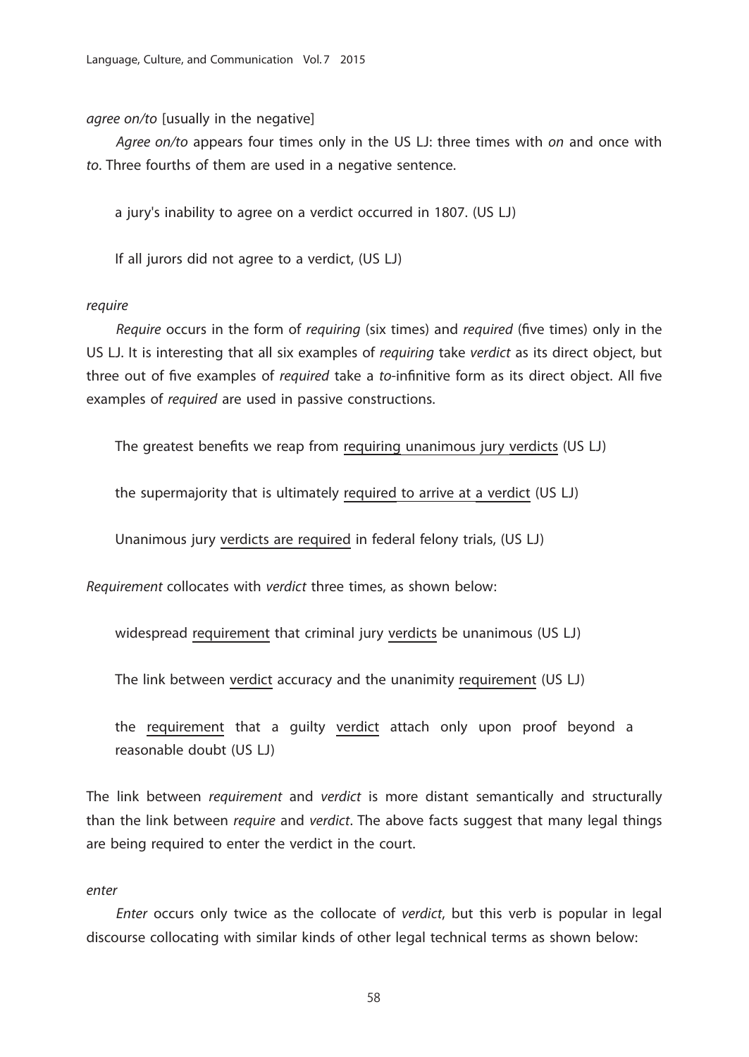*agree on/to* [usually in the negative]

*Agree on/to* appears four times only in the US LJ: three times with *on* and once with *to*. Three fourths of them are used in a negative sentence.

> a jury's inability to agree on a verdict occurred in 1807. (US LJ)

> If all jurors did not agree to a verdict, (US LJ)

*require*

*Require* occurs in the form of *requiring* (six times) and *required* (five times) only in the US LJ. It is interesting that all six examples of *requiring* take *verdict* as its direct object, but three out of five examples of *required* take a *to*-infinitive form as its direct object. All five examples of *required* are used in passive constructions.

> The greatest benefits we reap from requiring unanimous jury verdicts (US LJ)

> the supermajority that is ultimately required to arrive at a verdict (US LJ)

> Unanimous jury verdicts are required in federal felony trials, (US LJ)

*Requirement* collocates with *verdict* three times, as shown below:

> widespread requirement that criminal jury verdicts be unanimous (US LJ)

> The link between verdict accuracy and the unanimity requirement (US LJ)

> the requirement that a guilty verdict attach only upon proof beyond a reasonable doubt (US LJ)

The link between *requirement* and *verdict* is more distant semantically and structurally than the link between *require* and *verdict*. The above facts suggest that many legal things are being required to enter the verdict in the court.

*enter*

*Enter* occurs only twice as the collocate of *verdict*, but this verb is popular in legal discourse collocating with similar kinds of other legal technical terms as shown below: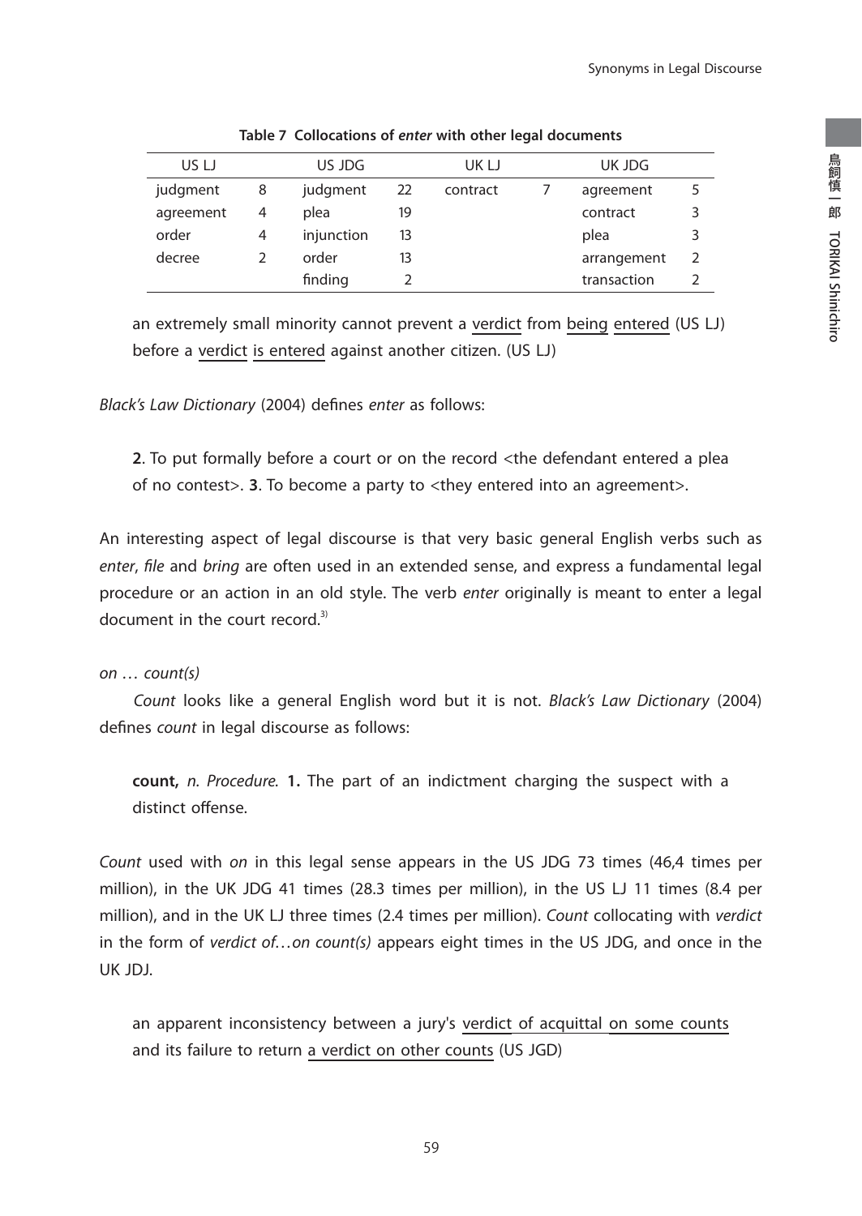**Table 7 Collocations of *enter* with other legal documents**

| US LJ | | US JDG | | UK LJ | | UK JDG | |
|---|---|---|---|---|---|---|---|
| judgment | 8 | judgment | 22 | contract | 7 | agreement | 5 |
| agreement | 4 | plea | 19 | | | contract | 3 |
| order | 4 | injunction | 13 | | | plea | 3 |
| decree | 2 | order | 13 | | | arrangement | 2 |
| | | finding | 2 | | | transaction | 2 |

> an extremely small minority cannot prevent a verdict from being entered (US LJ)
> before a verdict is entered against another citizen. (US LJ)

*Black's Law Dictionary* (2004) defines *enter* as follows:

> **2**. To put formally before a court or on the record <the defendant entered a plea of no contest>. **3**. To become a party to <they entered into an agreement>.

An interesting aspect of legal discourse is that very basic general English verbs such as *enter*, *file* and *bring* are often used in an extended sense, and express a fundamental legal procedure or an action in an old style. The verb *enter* originally is meant to enter a legal document in the court record.[3)]

*on … count(s)*

*Count* looks like a general English word but it is not. *Black's Law Dictionary* (2004) defines *count* in legal discourse as follows:

> **count,** *n. Procedure.* **1.** The part of an indictment charging the suspect with a distinct offense.

*Count* used with *on* in this legal sense appears in the US JDG 73 times (46,4 times per million), in the UK JDG 41 times (28.3 times per million), in the US LJ 11 times (8.4 per million), and in the UK LJ three times (2.4 times per million). *Count* collocating with *verdict* in the form of *verdict of…on count(s)* appears eight times in the US JDG, and once in the UK JDJ.

> an apparent inconsistency between a jury's verdict of acquittal on some counts and its failure to return a verdict on other counts (US JGD)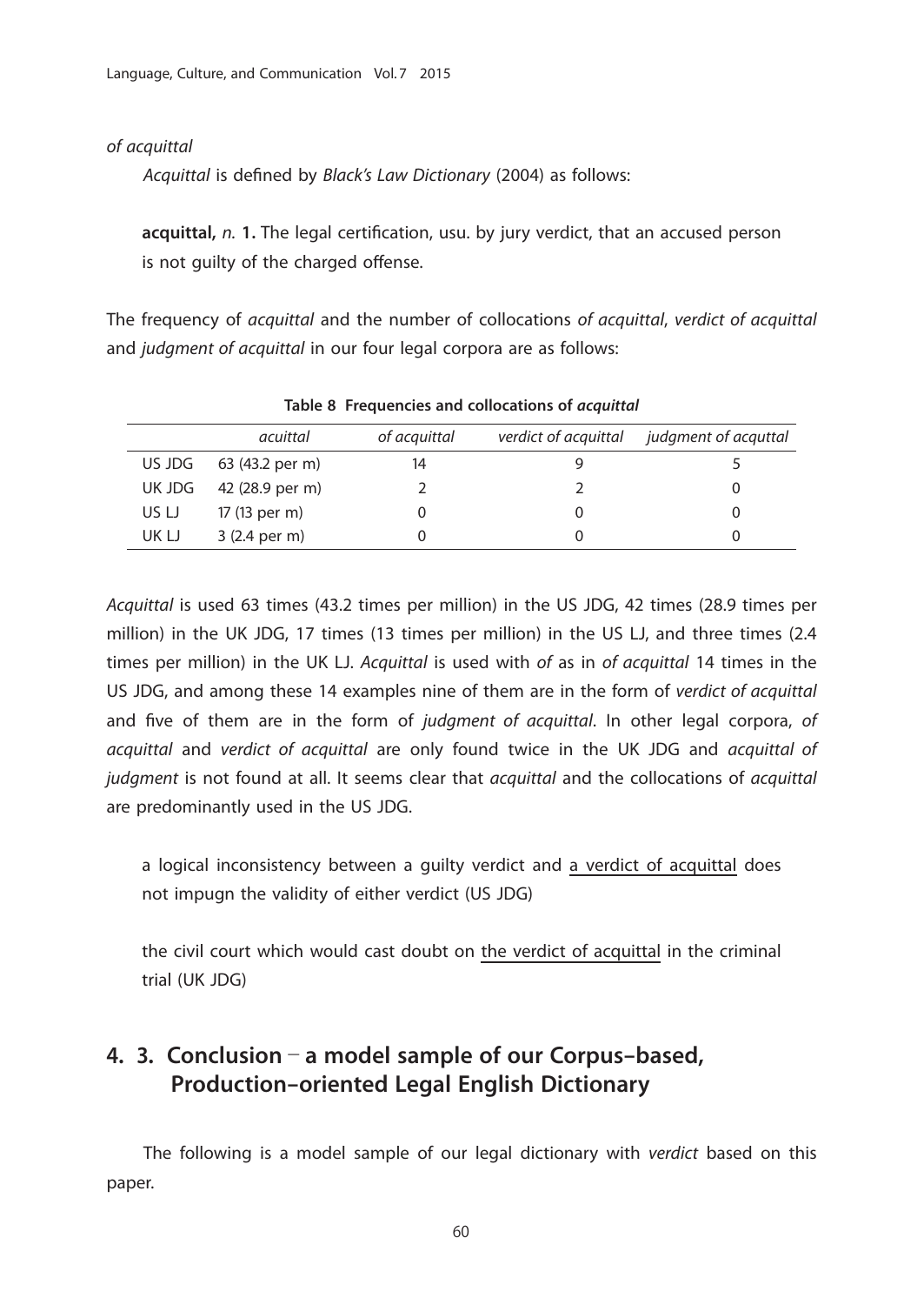*of acquittal*

*Acquittal* is defined by *Black's Law Dictionary* (2004) as follows:

**acquittal,** *n.* **1.** The legal certification, usu. by jury verdict, that an accused person is not guilty of the charged offense.

The frequency of *acquittal* and the number of collocations *of acquittal*, *verdict of acquittal* and *judgment of acquittal* in our four legal corpora are as follows:

**Table 8 Frequencies and collocations of *acquittal***

| | *acuittal* | *of acquittal* | *verdict of acquittal* | *judgment of acquttal* |
|---|---|---|---|---|
| US JDG | 63 (43.2 per m) | 14 | 9 | 5 |
| UK JDG | 42 (28.9 per m) | 2 | 2 | 0 |
| US LJ | 17 (13 per m) | 0 | 0 | 0 |
| UK LJ | 3 (2.4 per m) | 0 | 0 | 0 |

*Acquittal* is used 63 times (43.2 times per million) in the US JDG, 42 times (28.9 times per million) in the UK JDG, 17 times (13 times per million) in the US LJ, and three times (2.4 times per million) in the UK LJ. *Acquittal* is used with *of* as in *of acquittal* 14 times in the US JDG, and among these 14 examples nine of them are in the form of *verdict of acquittal* and five of them are in the form of *judgment of acquittal*. In other legal corpora, *of acquittal* and *verdict of acquittal* are only found twice in the UK JDG and *acquittal of judgment* is not found at all. It seems clear that *acquittal* and the collocations of *acquittal* are predominantly used in the US JDG.

a logical inconsistency between a guilty verdict and <u>a verdict of acquittal</u> does not impugn the validity of either verdict (US JDG)

the civil court which would cast doubt on <u>the verdict of acquittal</u> in the criminal trial (UK JDG)

## 4. 3. Conclusion – a model sample of our Corpus–based, Production–oriented Legal English Dictionary

The following is a model sample of our legal dictionary with *verdict* based on this paper.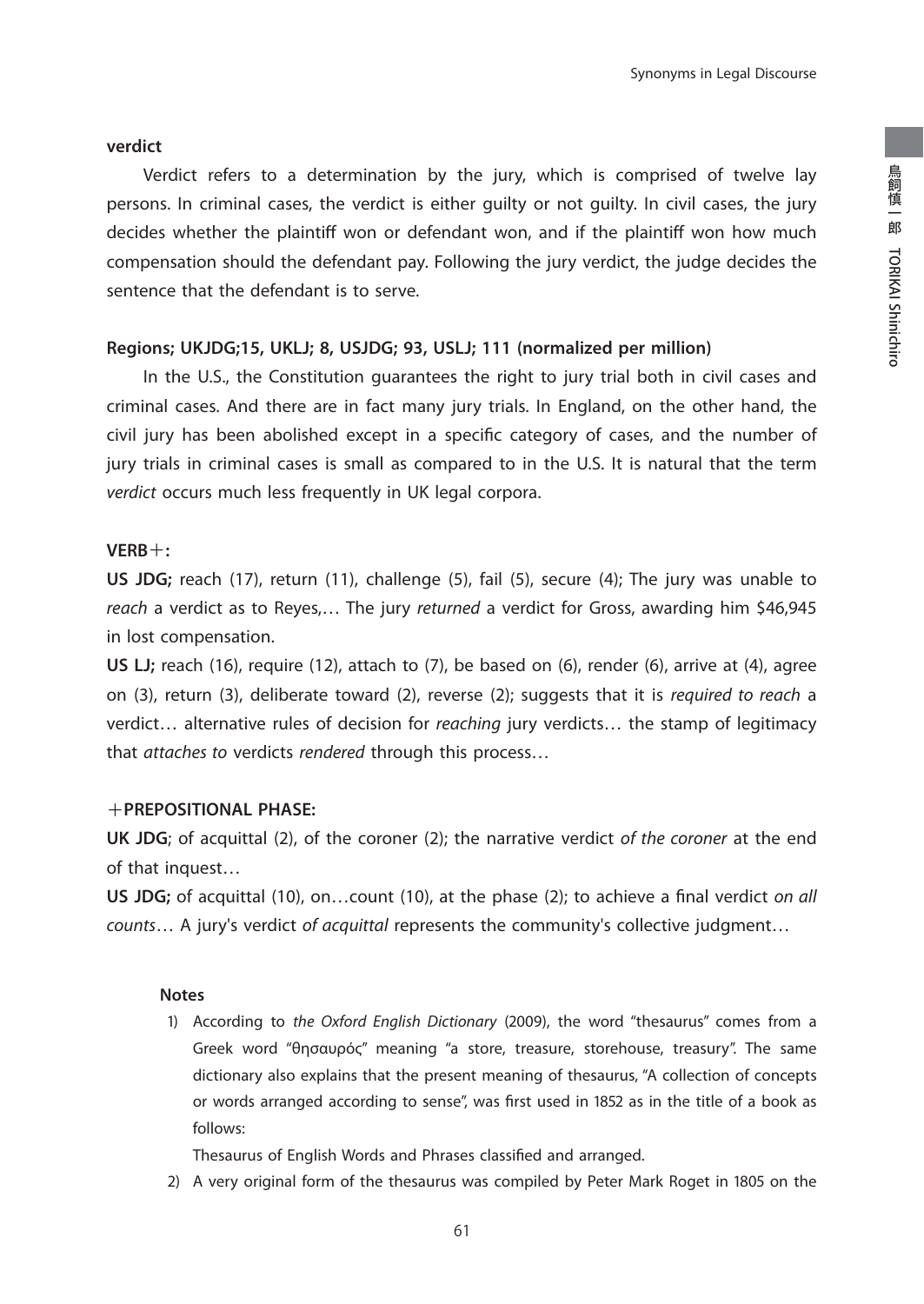**verdict**

Verdict refers to a determination by the jury, which is comprised of twelve lay persons. In criminal cases, the verdict is either guilty or not guilty. In civil cases, the jury decides whether the plaintiff won or defendant won, and if the plaintiff won how much compensation should the defendant pay. Following the jury verdict, the judge decides the sentence that the defendant is to serve.

**Regions; UKJDG;15, UKLJ; 8, USJDG; 93, USLJ; 111 (normalized per million)**

In the U.S., the Constitution guarantees the right to jury trial both in civil cases and criminal cases. And there are in fact many jury trials. In England, on the other hand, the civil jury has been abolished except in a specific category of cases, and the number of jury trials in criminal cases is small as compared to in the U.S. It is natural that the term *verdict* occurs much less frequently in UK legal corpora.

**VERB＋:**

**US JDG;** reach (17), return (11), challenge (5), fail (5), secure (4); The jury was unable to *reach* a verdict as to Reyes,… The jury *returned* a verdict for Gross, awarding him $46,945 in lost compensation.

**US LJ;** reach (16), require (12), attach to (7), be based on (6), render (6), arrive at (4), agree on (3), return (3), deliberate toward (2), reverse (2); suggests that it is *required to reach* a verdict… alternative rules of decision for *reaching* jury verdicts… the stamp of legitimacy that *attaches to* verdicts *rendered* through this process…

**＋PREPOSITIONAL PHASE:**

**UK JDG**; of acquittal (2), of the coroner (2); the narrative verdict *of the coroner* at the end of that inquest…

**US JDG;** of acquittal (10), on…count (10), at the phase (2); to achieve a final verdict *on all counts*… A jury's verdict *of acquittal* represents the community's collective judgment…

**Notes**

1) According to *the Oxford English Dictionary* (2009), the word "thesaurus" comes from a Greek word "θησαυρός" meaning "a store, treasure, storehouse, treasury". The same dictionary also explains that the present meaning of thesaurus, "A collection of concepts or words arranged according to sense", was first used in 1852 as in the title of a book as follows:

   Thesaurus of English Words and Phrases classified and arranged.

2) A very original form of the thesaurus was compiled by Peter Mark Roget in 1805 on the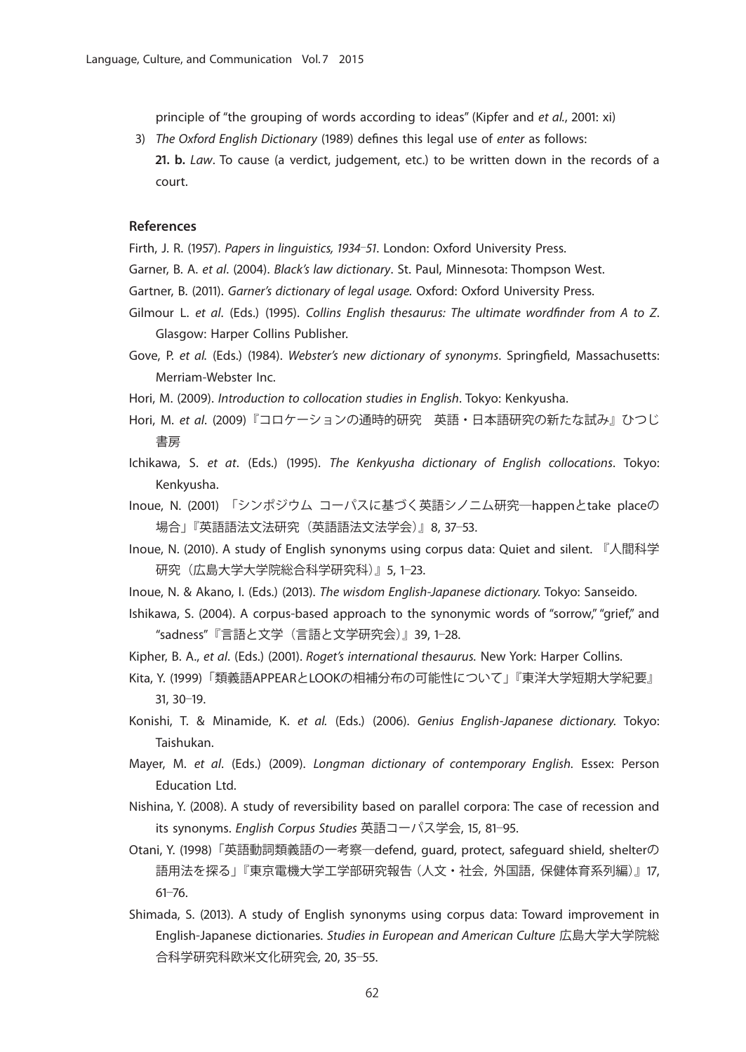principle of "the grouping of words according to ideas" (Kipfer and *et al.*, 2001: xi)

3) *The Oxford English Dictionary* (1989) defines this legal use of *enter* as follows:
   **21. b.** *Law*. To cause (a verdict, judgement, etc.) to be written down in the records of a court.

### References

Firth, J. R. (1957). *Papers in linguistics, 1934–51*. London: Oxford University Press.

Garner, B. A. *et al*. (2004). *Black's law dictionary*. St. Paul, Minnesota: Thompson West.

Gartner, B. (2011). *Garner's dictionary of legal usage.* Oxford: Oxford University Press.

Gilmour L. *et al*. (Eds.) (1995). *Collins English thesaurus: The ultimate wordfinder from A to Z*. Glasgow: Harper Collins Publisher.

Gove, P. *et al.* (Eds.) (1984). *Webster's new dictionary of synonyms*. Springfield, Massachusetts: Merriam-Webster Inc.

Hori, M. (2009). *Introduction to collocation studies in English*. Tokyo: Kenkyusha.

Hori, M. *et al*. (2009)『コロケーションの通時的研究　英語・日本語研究の新たな試み』ひつじ書房

Ichikawa, S. *et at*. (Eds.) (1995). *The Kenkyusha dictionary of English collocations*. Tokyo: Kenkyusha.

Inoue, N. (2001) 「シンポジウム コーパスに基づく英語シノニム研究―happenとtake placeの場合」『英語語法文法研究（英語語法文法学会）』8, 37–53.

Inoue, N. (2010). A study of English synonyms using corpus data: Quiet and silent. 『人間科学研究（広島大学大学院総合科学研究科）』5, 1–23.

Inoue, N. & Akano, I. (Eds.) (2013). *The wisdom English-Japanese dictionary.* Tokyo: Sanseido.

Ishikawa, S. (2004). A corpus-based approach to the synonymic words of "sorrow," "grief," and "sadness"『言語と文学（言語と文学研究会）』39, 1–28.

Kipher, B. A., *et al*. (Eds.) (2001). *Roget's international thesaurus.* New York: Harper Collins.

Kita, Y. (1999)「類義語APPEARとLOOKの相補分布の可能性について」『東洋大学短期大学紀要』31, 30–19.

Konishi, T. & Minamide, K. *et al.* (Eds.) (2006). *Genius English-Japanese dictionary.* Tokyo: Taishukan.

Mayer, M. *et al*. (Eds.) (2009). *Longman dictionary of contemporary English.* Essex: Person Education Ltd.

Nishina, Y. (2008). A study of reversibility based on parallel corpora: The case of recession and its synonyms. *English Corpus Studies* 英語コーパス学会, 15, 81–95.

Otani, Y. (1998)「英語動詞類義語の一考察―defend, guard, protect, safeguard shield, shelterの語用法を探る」『東京電機大学工学部研究報告（人文・社会，外国語，保健体育系列編）』17, 61–76.

Shimada, S. (2013). A study of English synonyms using corpus data: Toward improvement in English-Japanese dictionaries. *Studies in European and American Culture* 広島大学大学院総合科学研究科欧米文化研究会, 20, 35–55.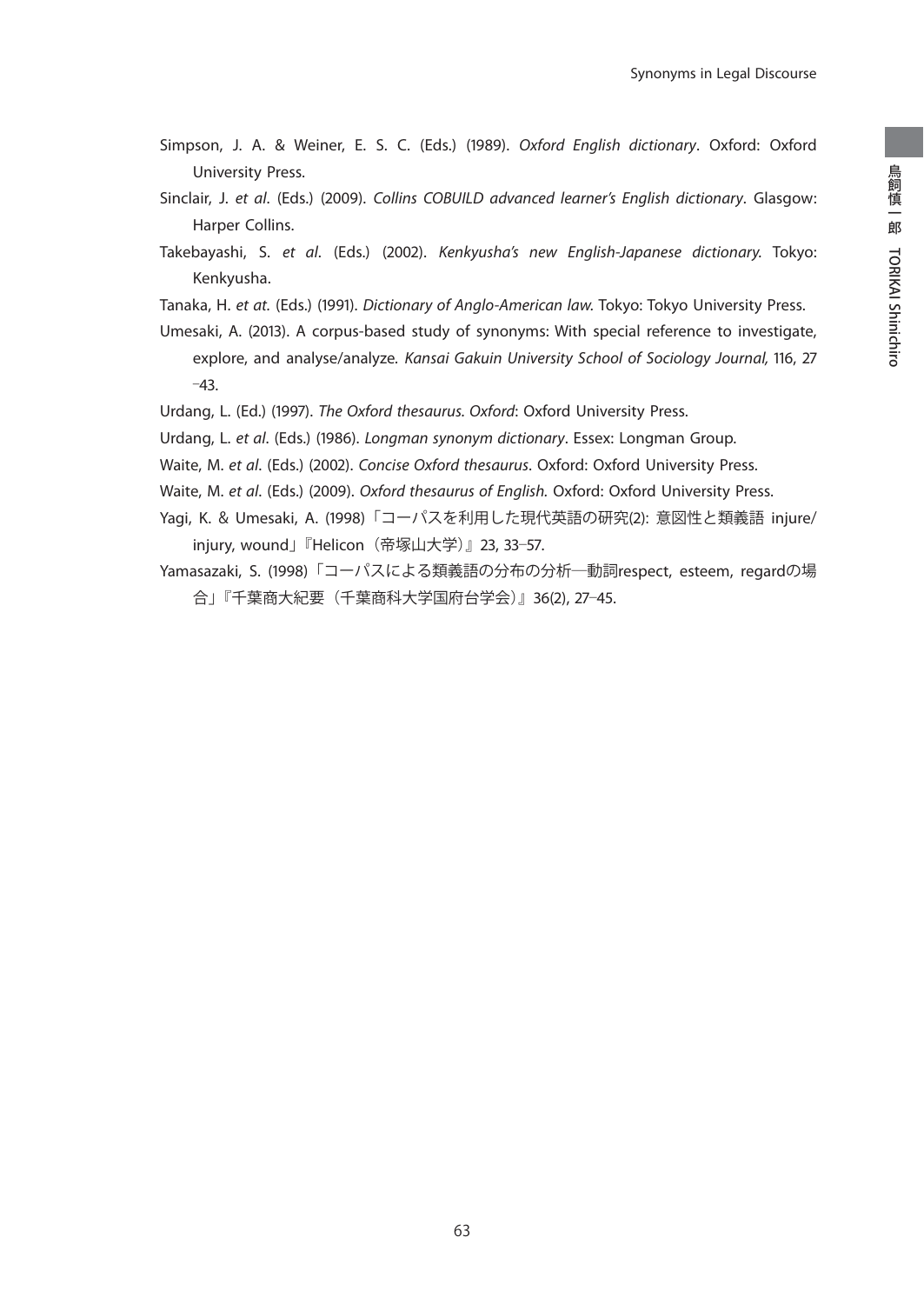Simpson, J. A. & Weiner, E. S. C. (Eds.) (1989). *Oxford English dictionary*. Oxford: Oxford University Press.

Sinclair, J. *et al*. (Eds.) (2009). *Collins COBUILD advanced learner's English dictionary*. Glasgow: Harper Collins.

Takebayashi, S. *et al*. (Eds.) (2002). *Kenkyusha's new English-Japanese dictionary.* Tokyo: Kenkyusha.

Tanaka, H. *et at.* (Eds.) (1991). *Dictionary of Anglo-American law.* Tokyo: Tokyo University Press.

Umesaki, A. (2013). A corpus-based study of synonyms: With special reference to investigate, explore, and analyse/analyze. *Kansai Gakuin University School of Sociology Journal,* 116, 27–43.

Urdang, L. (Ed.) (1997). *The Oxford thesaurus. Oxford*: Oxford University Press.

Urdang, L. *et al*. (Eds.) (1986). *Longman synonym dictionary*. Essex: Longman Group.

Waite, M. *et al*. (Eds.) (2002). *Concise Oxford thesaurus*. Oxford: Oxford University Press.

Waite, M. *et al*. (Eds.) (2009). *Oxford thesaurus of English.* Oxford: Oxford University Press.

Yagi, K. & Umesaki, A. (1998)「コーパスを利用した現代英語の研究(2): 意図性と類義語 injure/injury, wound」『Helicon（帝塚山大学）』23, 33–57.

Yamasazaki, S. (1998)「コーパスによる類義語の分布の分析—動詞respect, esteem, regardの場合」『千葉商大紀要（千葉商科大学国府台学会）』36(2), 27–45.